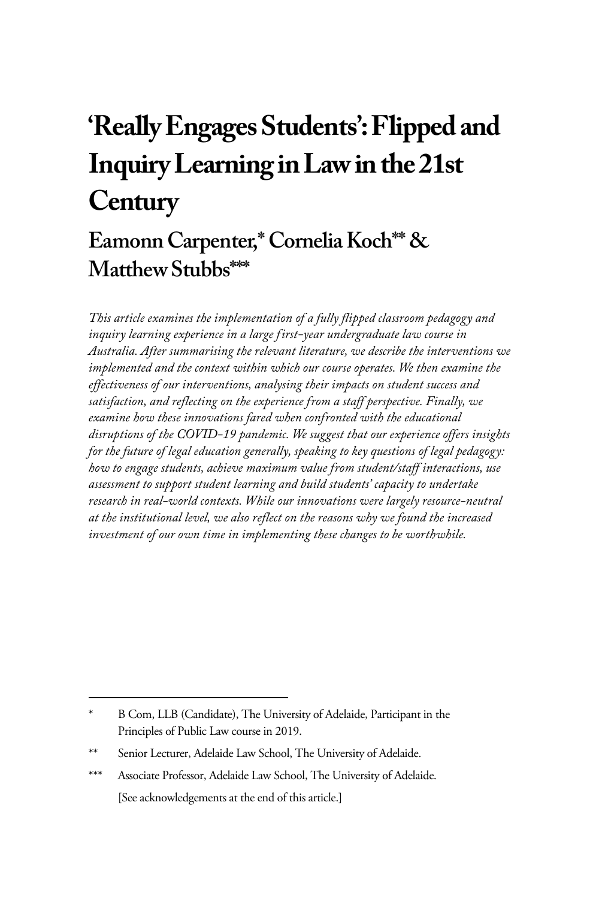# 'Really Engages Students': Flipped and Inquiry Learning in Law in the 21st Century

## Eamonn Carpenter,* Cornelia Koch** & Matthew Stubbs***

*This article examines the implementation of a fully flipped classroom pedagogy and inquiry learning experience in a large first-year undergraduate law course in Australia. After summarising the relevant literature, we describe the interventions we implemented and the context within which our course operates. We then examine the effectiveness of our interventions, analysing their impacts on student success and satisfaction, and reflecting on the experience from a staff perspective. Finally, we examine how these innovations fared when confronted with the educational disruptions of the COVID-19 pandemic. We suggest that our experience offers insights for the future of legal education generally, speaking to key questions of legal pedagogy: how to engage students, achieve maximum value from student/staff interactions, use assessment to support student learning and build students' capacity to undertake research in real-world contexts. While our innovations were largely resource-neutral at the institutional level, we also reflect on the reasons why we found the increased investment of our own time in implementing these changes to be worthwhile.*

---

\* B Com, LLB (Candidate), The University of Adelaide, Participant in the Principles of Public Law course in 2019.

\*\* Senior Lecturer, Adelaide Law School, The University of Adelaide.

\*\*\* Associate Professor, Adelaide Law School, The University of Adelaide.

[See acknowledgements at the end of this article.]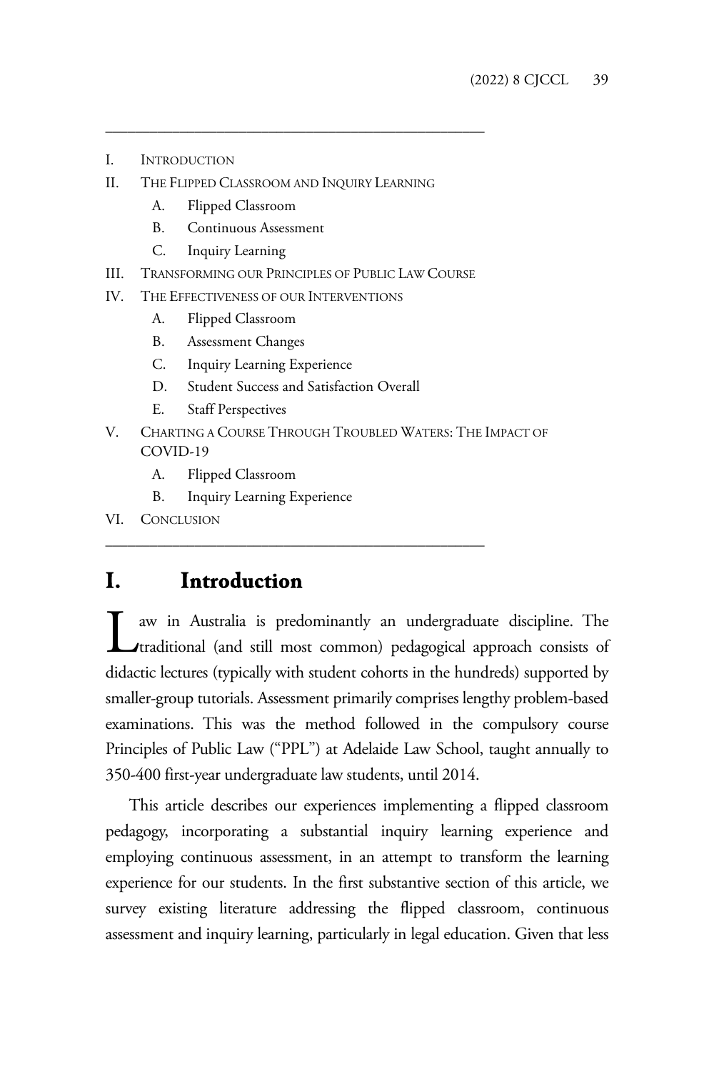I. INTRODUCTION
II. THE FLIPPED CLASSROOM AND INQUIRY LEARNING
   A. Flipped Classroom
   B. Continuous Assessment
   C. Inquiry Learning
III. TRANSFORMING OUR PRINCIPLES OF PUBLIC LAW COURSE
IV. THE EFFECTIVENESS OF OUR INTERVENTIONS
   A. Flipped Classroom
   B. Assessment Changes
   C. Inquiry Learning Experience
   D. Student Success and Satisfaction Overall
   E. Staff Perspectives
V. CHARTING A COURSE THROUGH TROUBLED WATERS: THE IMPACT OF COVID-19
   A. Flipped Classroom
   B. Inquiry Learning Experience
VI. CONCLUSION

# I. Introduction

Law in Australia is predominantly an undergraduate discipline. The traditional (and still most common) pedagogical approach consists of didactic lectures (typically with student cohorts in the hundreds) supported by smaller-group tutorials. Assessment primarily comprises lengthy problem-based examinations. This was the method followed in the compulsory course Principles of Public Law ("PPL") at Adelaide Law School, taught annually to 350-400 first-year undergraduate law students, until 2014.

This article describes our experiences implementing a flipped classroom pedagogy, incorporating a substantial inquiry learning experience and employing continuous assessment, in an attempt to transform the learning experience for our students. In the first substantive section of this article, we survey existing literature addressing the flipped classroom, continuous assessment and inquiry learning, particularly in legal education. Given that less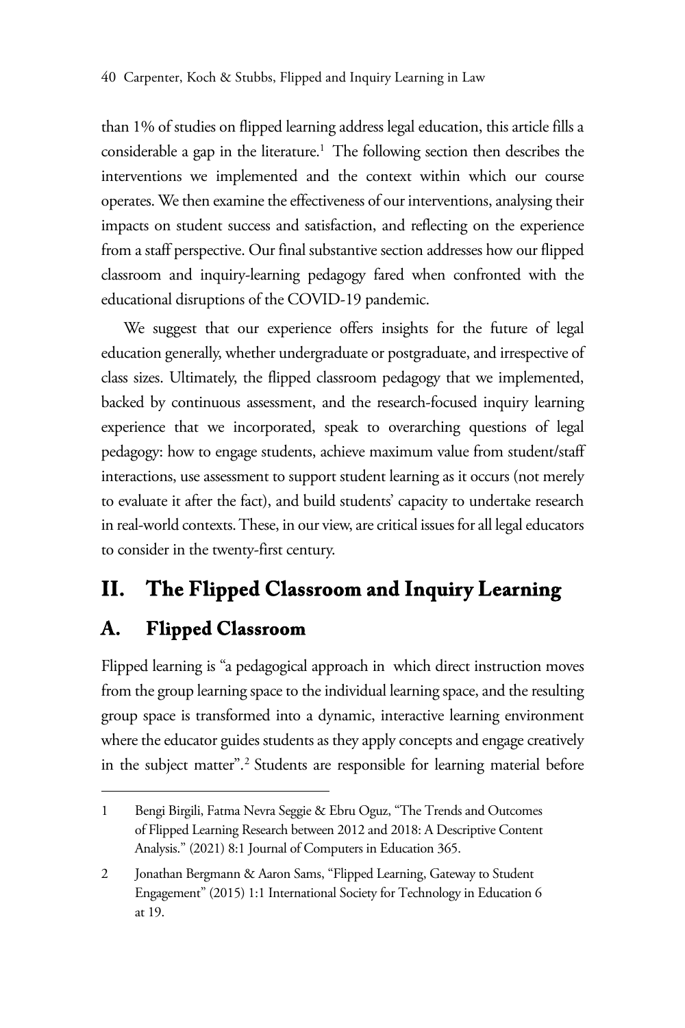than 1% of studies on flipped learning address legal education, this article fills a considerable a gap in the literature.[1] The following section then describes the interventions we implemented and the context within which our course operates. We then examine the effectiveness of our interventions, analysing their impacts on student success and satisfaction, and reflecting on the experience from a staff perspective. Our final substantive section addresses how our flipped classroom and inquiry-learning pedagogy fared when confronted with the educational disruptions of the COVID-19 pandemic.

We suggest that our experience offers insights for the future of legal education generally, whether undergraduate or postgraduate, and irrespective of class sizes. Ultimately, the flipped classroom pedagogy that we implemented, backed by continuous assessment, and the research-focused inquiry learning experience that we incorporated, speak to overarching questions of legal pedagogy: how to engage students, achieve maximum value from student/staff interactions, use assessment to support student learning as it occurs (not merely to evaluate it after the fact), and build students' capacity to undertake research in real-world contexts. These, in our view, are critical issues for all legal educators to consider in the twenty-first century.

## II. The Flipped Classroom and Inquiry Learning

### A. Flipped Classroom

Flipped learning is "a pedagogical approach in which direct instruction moves from the group learning space to the individual learning space, and the resulting group space is transformed into a dynamic, interactive learning environment where the educator guides students as they apply concepts and engage creatively in the subject matter".[2] Students are responsible for learning material before

---

1 Bengi Birgili, Fatma Nevra Seggie & Ebru Oguz, "The Trends and Outcomes of Flipped Learning Research between 2012 and 2018: A Descriptive Content Analysis." (2021) 8:1 Journal of Computers in Education 365.

2 Jonathan Bergmann & Aaron Sams, "Flipped Learning, Gateway to Student Engagement" (2015) 1:1 International Society for Technology in Education 6 at 19.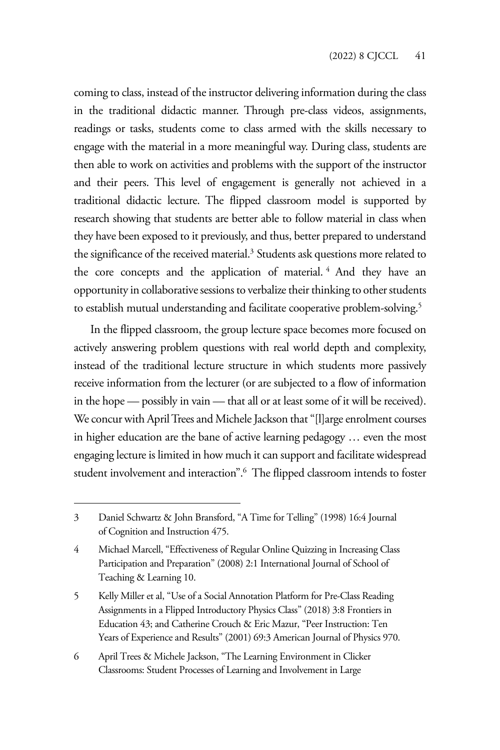coming to class, instead of the instructor delivering information during the class in the traditional didactic manner. Through pre-class videos, assignments, readings or tasks, students come to class armed with the skills necessary to engage with the material in a more meaningful way. During class, students are then able to work on activities and problems with the support of the instructor and their peers. This level of engagement is generally not achieved in a traditional didactic lecture. The flipped classroom model is supported by research showing that students are better able to follow material in class when they have been exposed to it previously, and thus, better prepared to understand the significance of the received material.[3] Students ask questions more related to the core concepts and the application of material.[4] And they have an opportunity in collaborative sessions to verbalize their thinking to other students to establish mutual understanding and facilitate cooperative problem-solving.[5]

In the flipped classroom, the group lecture space becomes more focused on actively answering problem questions with real world depth and complexity, instead of the traditional lecture structure in which students more passively receive information from the lecturer (or are subjected to a flow of information in the hope — possibly in vain — that all or at least some of it will be received). We concur with April Trees and Michele Jackson that "[l]arge enrolment courses in higher education are the bane of active learning pedagogy … even the most engaging lecture is limited in how much it can support and facilitate widespread student involvement and interaction".[6] The flipped classroom intends to foster

---

3 Daniel Schwartz & John Bransford, "A Time for Telling" (1998) 16:4 Journal of Cognition and Instruction 475.

4 Michael Marcell, "Effectiveness of Regular Online Quizzing in Increasing Class Participation and Preparation" (2008) 2:1 International Journal of School of Teaching & Learning 10.

5 Kelly Miller et al, "Use of a Social Annotation Platform for Pre-Class Reading Assignments in a Flipped Introductory Physics Class" (2018) 3:8 Frontiers in Education 43; and Catherine Crouch & Eric Mazur, "Peer Instruction: Ten Years of Experience and Results" (2001) 69:3 American Journal of Physics 970.

6 April Trees & Michele Jackson, "The Learning Environment in Clicker Classrooms: Student Processes of Learning and Involvement in Large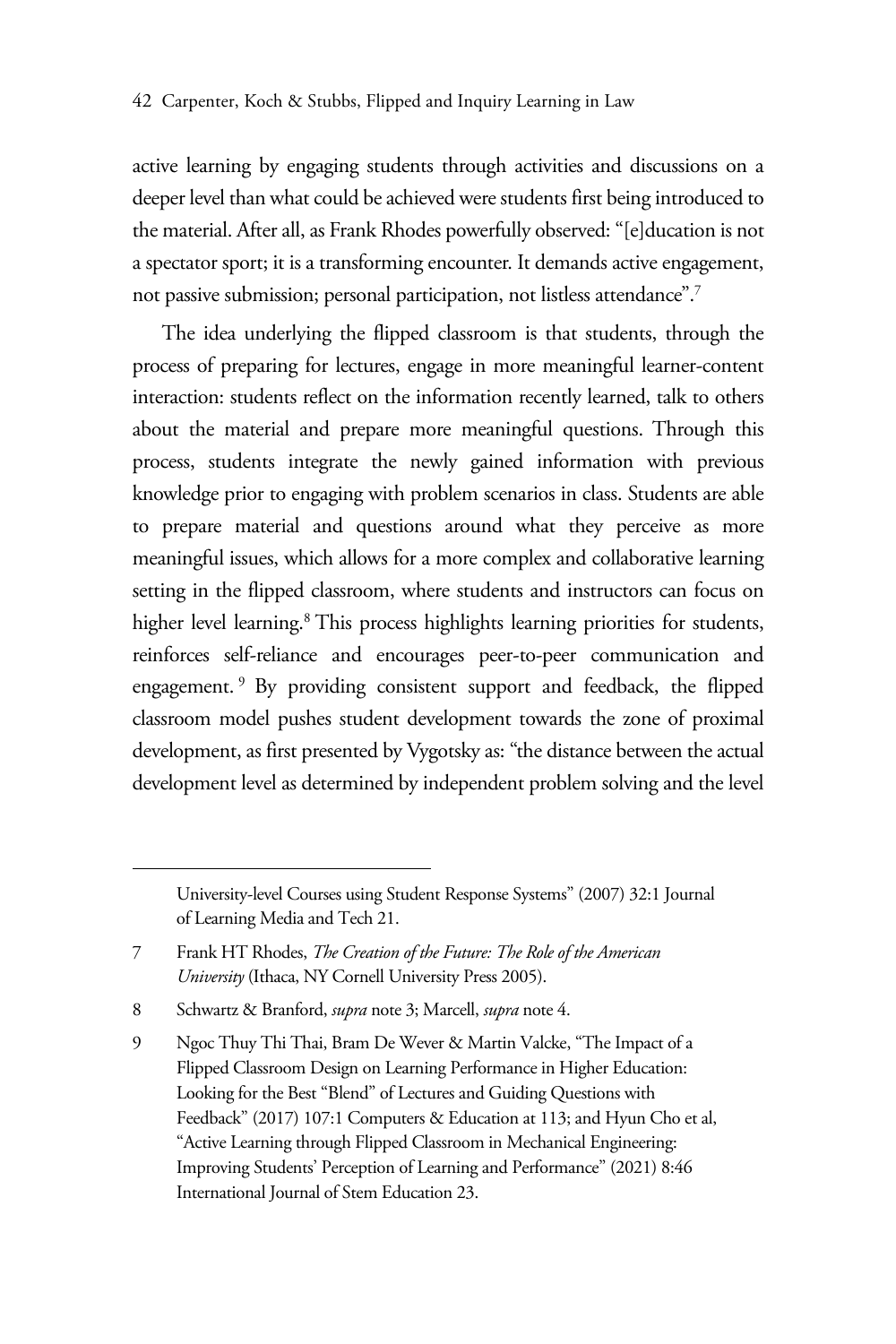active learning by engaging students through activities and discussions on a deeper level than what could be achieved were students first being introduced to the material. After all, as Frank Rhodes powerfully observed: "[e]ducation is not a spectator sport; it is a transforming encounter. It demands active engagement, not passive submission; personal participation, not listless attendance".[7]

The idea underlying the flipped classroom is that students, through the process of preparing for lectures, engage in more meaningful learner-content interaction: students reflect on the information recently learned, talk to others about the material and prepare more meaningful questions. Through this process, students integrate the newly gained information with previous knowledge prior to engaging with problem scenarios in class. Students are able to prepare material and questions around what they perceive as more meaningful issues, which allows for a more complex and collaborative learning setting in the flipped classroom, where students and instructors can focus on higher level learning.[8] This process highlights learning priorities for students, reinforces self-reliance and encourages peer-to-peer communication and engagement.[9] By providing consistent support and feedback, the flipped classroom model pushes student development towards the zone of proximal development, as first presented by Vygotsky as: "the distance between the actual development level as determined by independent problem solving and the level

---

University-level Courses using Student Response Systems" (2007) 32:1 Journal of Learning Media and Tech 21.

7 Frank HT Rhodes, *The Creation of the Future: The Role of the American University* (Ithaca, NY Cornell University Press 2005).

8 Schwartz & Branford, *supra* note 3; Marcell, *supra* note 4.

9 Ngoc Thuy Thi Thai, Bram De Wever & Martin Valcke, "The Impact of a Flipped Classroom Design on Learning Performance in Higher Education: Looking for the Best "Blend" of Lectures and Guiding Questions with Feedback" (2017) 107:1 Computers & Education at 113; and Hyun Cho et al, "Active Learning through Flipped Classroom in Mechanical Engineering: Improving Students' Perception of Learning and Performance" (2021) 8:46 International Journal of Stem Education 23.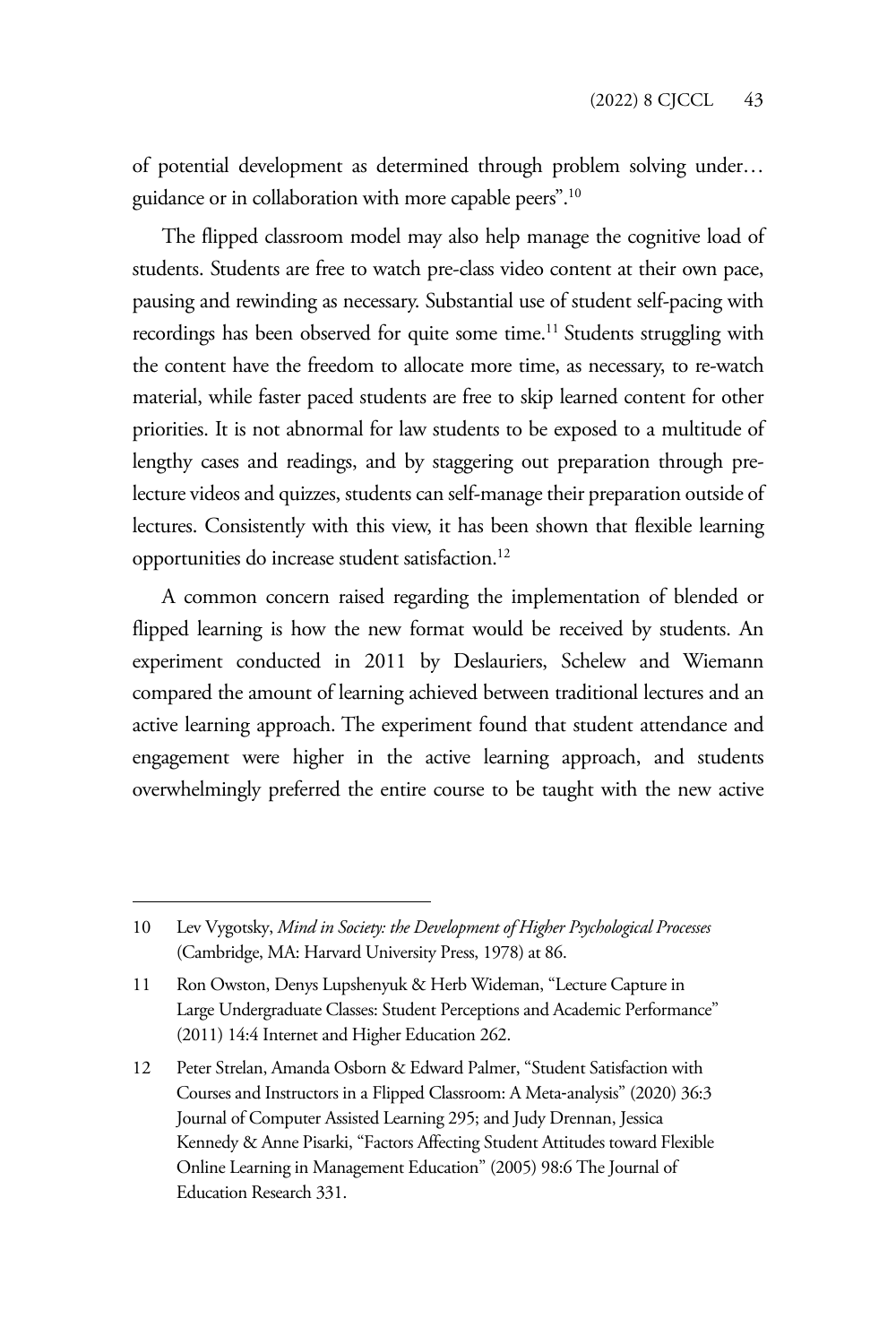of potential development as determined through problem solving under… guidance or in collaboration with more capable peers".[10]

The flipped classroom model may also help manage the cognitive load of students. Students are free to watch pre-class video content at their own pace, pausing and rewinding as necessary. Substantial use of student self-pacing with recordings has been observed for quite some time.[11] Students struggling with the content have the freedom to allocate more time, as necessary, to re-watch material, while faster paced students are free to skip learned content for other priorities. It is not abnormal for law students to be exposed to a multitude of lengthy cases and readings, and by staggering out preparation through pre-lecture videos and quizzes, students can self-manage their preparation outside of lectures. Consistently with this view, it has been shown that flexible learning opportunities do increase student satisfaction.[12]

A common concern raised regarding the implementation of blended or flipped learning is how the new format would be received by students. An experiment conducted in 2011 by Deslauriers, Schelew and Wiemann compared the amount of learning achieved between traditional lectures and an active learning approach. The experiment found that student attendance and engagement were higher in the active learning approach, and students overwhelmingly preferred the entire course to be taught with the new active

---

10 Lev Vygotsky, *Mind in Society: the Development of Higher Psychological Processes* (Cambridge, MA: Harvard University Press, 1978) at 86.

11 Ron Owston, Denys Lupshenyuk & Herb Wideman, "Lecture Capture in Large Undergraduate Classes: Student Perceptions and Academic Performance" (2011) 14:4 Internet and Higher Education 262.

12 Peter Strelan, Amanda Osborn & Edward Palmer, "Student Satisfaction with Courses and Instructors in a Flipped Classroom: A Meta-analysis" (2020) 36:3 Journal of Computer Assisted Learning 295; and Judy Drennan, Jessica Kennedy & Anne Pisarki, "Factors Affecting Student Attitudes toward Flexible Online Learning in Management Education" (2005) 98:6 The Journal of Education Research 331.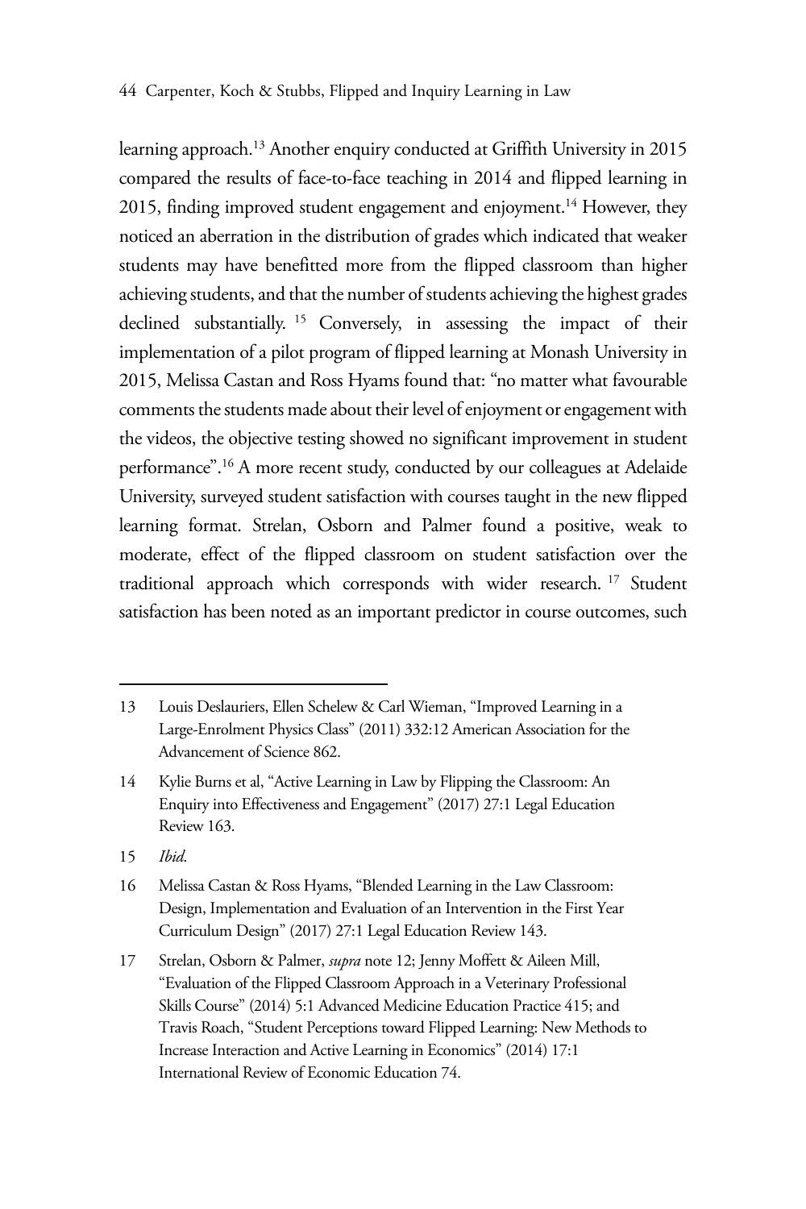learning approach.[13] Another enquiry conducted at Griffith University in 2015 compared the results of face-to-face teaching in 2014 and flipped learning in 2015, finding improved student engagement and enjoyment.[14] However, they noticed an aberration in the distribution of grades which indicated that weaker students may have benefitted more from the flipped classroom than higher achieving students, and that the number of students achieving the highest grades declined substantially.[15] Conversely, in assessing the impact of their implementation of a pilot program of flipped learning at Monash University in 2015, Melissa Castan and Ross Hyams found that: "no matter what favourable comments the students made about their level of enjoyment or engagement with the videos, the objective testing showed no significant improvement in student performance".[16] A more recent study, conducted by our colleagues at Adelaide University, surveyed student satisfaction with courses taught in the new flipped learning format. Strelan, Osborn and Palmer found a positive, weak to moderate, effect of the flipped classroom on student satisfaction over the traditional approach which corresponds with wider research.[17] Student satisfaction has been noted as an important predictor in course outcomes, such

---

13 Louis Deslauriers, Ellen Schelew & Carl Wieman, "Improved Learning in a Large-Enrolment Physics Class" (2011) 332:12 American Association for the Advancement of Science 862.

14 Kylie Burns et al, "Active Learning in Law by Flipping the Classroom: An Enquiry into Effectiveness and Engagement" (2017) 27:1 Legal Education Review 163.

15 *Ibid*.

16 Melissa Castan & Ross Hyams, "Blended Learning in the Law Classroom: Design, Implementation and Evaluation of an Intervention in the First Year Curriculum Design" (2017) 27:1 Legal Education Review 143.

17 Strelan, Osborn & Palmer, *supra* note 12; Jenny Moffett & Aileen Mill, "Evaluation of the Flipped Classroom Approach in a Veterinary Professional Skills Course" (2014) 5:1 Advanced Medicine Education Practice 415; and Travis Roach, "Student Perceptions toward Flipped Learning: New Methods to Increase Interaction and Active Learning in Economics" (2014) 17:1 International Review of Economic Education 74.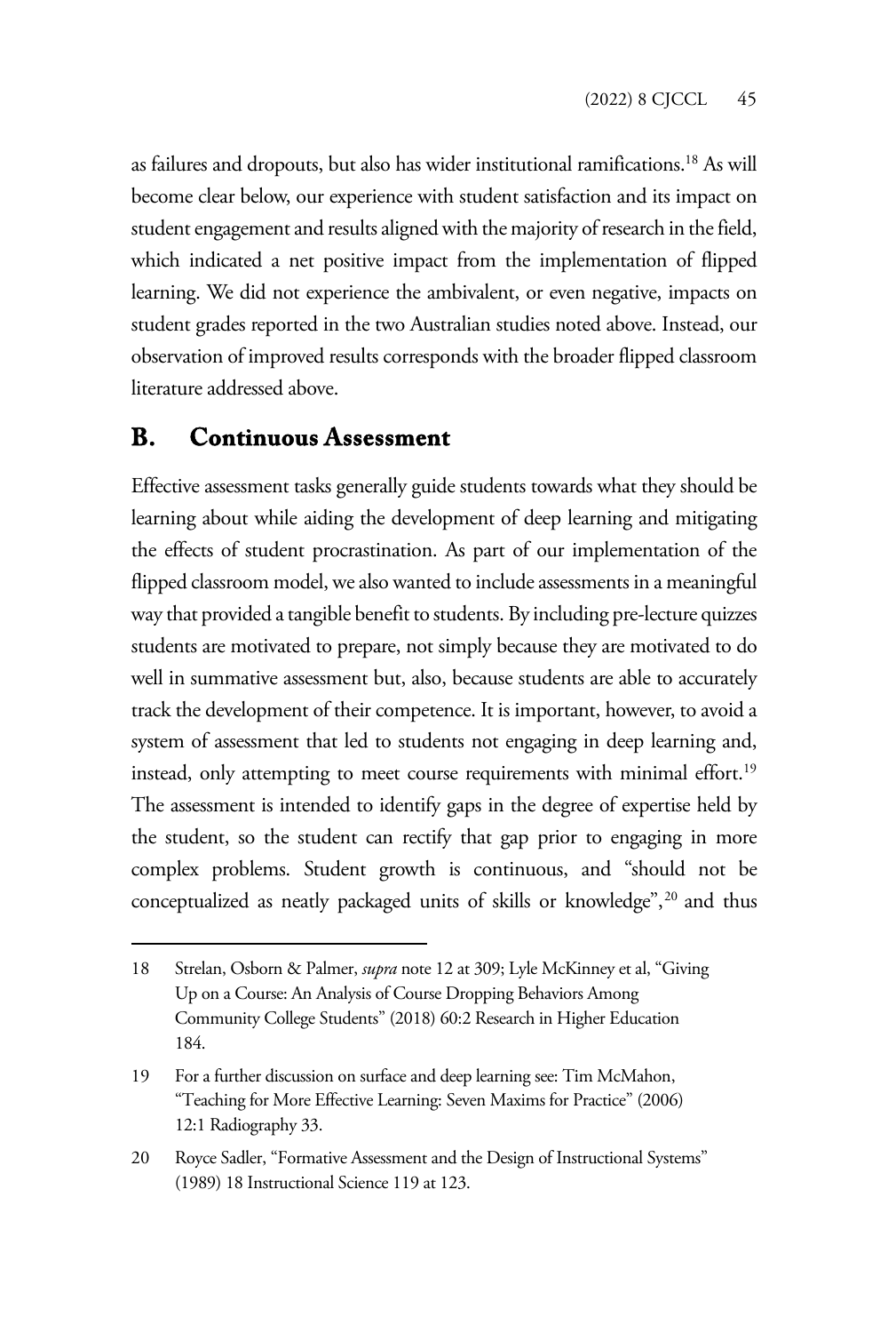as failures and dropouts, but also has wider institutional ramifications.[18] As will become clear below, our experience with student satisfaction and its impact on student engagement and results aligned with the majority of research in the field, which indicated a net positive impact from the implementation of flipped learning. We did not experience the ambivalent, or even negative, impacts on student grades reported in the two Australian studies noted above. Instead, our observation of improved results corresponds with the broader flipped classroom literature addressed above.

## B. Continuous Assessment

Effective assessment tasks generally guide students towards what they should be learning about while aiding the development of deep learning and mitigating the effects of student procrastination. As part of our implementation of the flipped classroom model, we also wanted to include assessments in a meaningful way that provided a tangible benefit to students. By including pre-lecture quizzes students are motivated to prepare, not simply because they are motivated to do well in summative assessment but, also, because students are able to accurately track the development of their competence. It is important, however, to avoid a system of assessment that led to students not engaging in deep learning and, instead, only attempting to meet course requirements with minimal effort.[19] The assessment is intended to identify gaps in the degree of expertise held by the student, so the student can rectify that gap prior to engaging in more complex problems. Student growth is continuous, and "should not be conceptualized as neatly packaged units of skills or knowledge",[20] and thus

---

18 Strelan, Osborn & Palmer, *supra* note 12 at 309; Lyle McKinney et al, "Giving Up on a Course: An Analysis of Course Dropping Behaviors Among Community College Students" (2018) 60:2 Research in Higher Education 184.

19 For a further discussion on surface and deep learning see: Tim McMahon, "Teaching for More Effective Learning: Seven Maxims for Practice" (2006) 12:1 Radiography 33.

20 Royce Sadler, "Formative Assessment and the Design of Instructional Systems" (1989) 18 Instructional Science 119 at 123.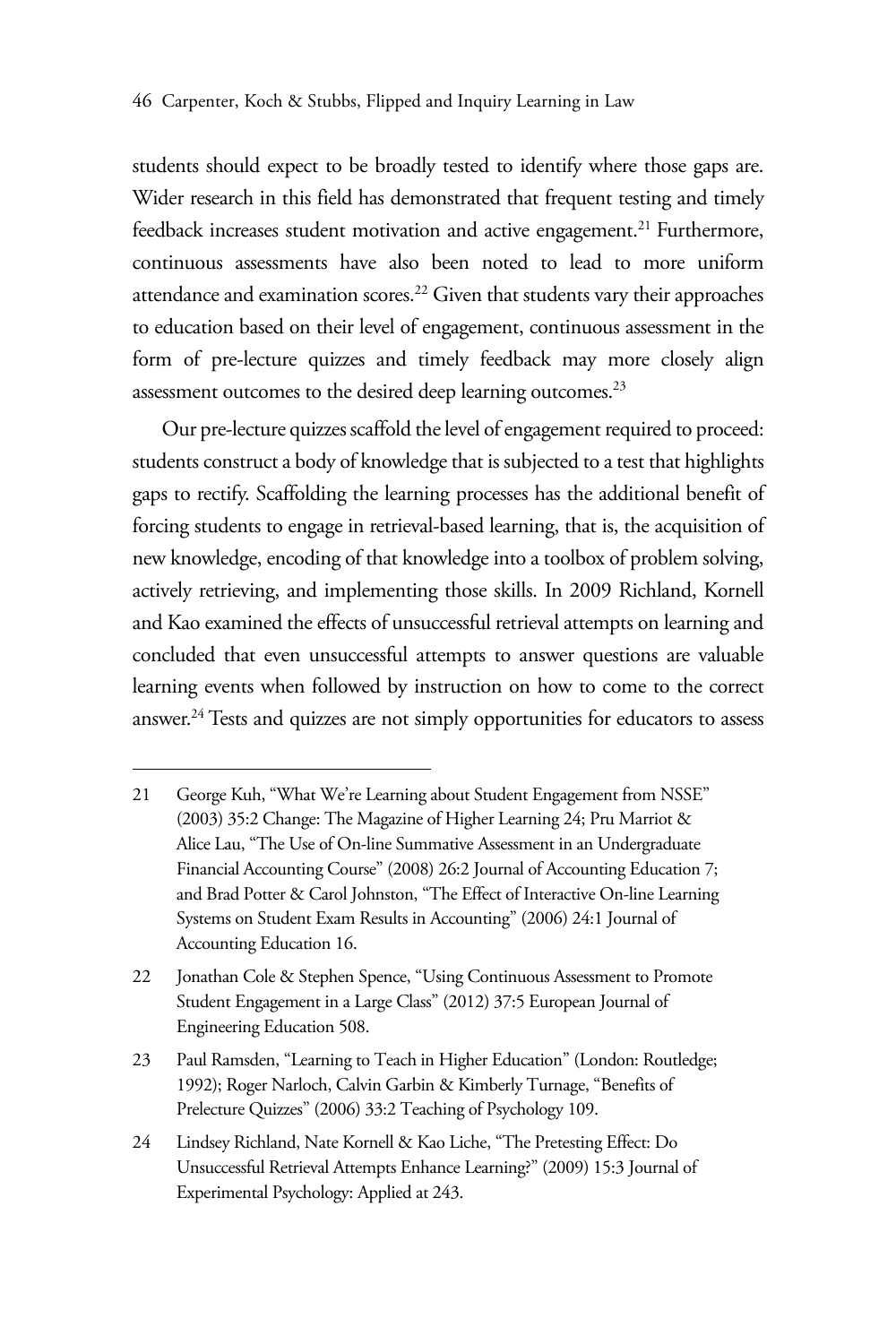students should expect to be broadly tested to identify where those gaps are. Wider research in this field has demonstrated that frequent testing and timely feedback increases student motivation and active engagement.[21] Furthermore, continuous assessments have also been noted to lead to more uniform attendance and examination scores.[22] Given that students vary their approaches to education based on their level of engagement, continuous assessment in the form of pre-lecture quizzes and timely feedback may more closely align assessment outcomes to the desired deep learning outcomes.[23]

Our pre-lecture quizzes scaffold the level of engagement required to proceed: students construct a body of knowledge that is subjected to a test that highlights gaps to rectify. Scaffolding the learning processes has the additional benefit of forcing students to engage in retrieval-based learning, that is, the acquisition of new knowledge, encoding of that knowledge into a toolbox of problem solving, actively retrieving, and implementing those skills. In 2009 Richland, Kornell and Kao examined the effects of unsuccessful retrieval attempts on learning and concluded that even unsuccessful attempts to answer questions are valuable learning events when followed by instruction on how to come to the correct answer.[24] Tests and quizzes are not simply opportunities for educators to assess

---

21 George Kuh, "What We're Learning about Student Engagement from NSSE" (2003) 35:2 Change: The Magazine of Higher Learning 24; Pru Marriot & Alice Lau, "The Use of On-line Summative Assessment in an Undergraduate Financial Accounting Course" (2008) 26:2 Journal of Accounting Education 7; and Brad Potter & Carol Johnston, "The Effect of Interactive On-line Learning Systems on Student Exam Results in Accounting" (2006) 24:1 Journal of Accounting Education 16.

22 Jonathan Cole & Stephen Spence, "Using Continuous Assessment to Promote Student Engagement in a Large Class" (2012) 37:5 European Journal of Engineering Education 508.

23 Paul Ramsden, "Learning to Teach in Higher Education" (London: Routledge; 1992); Roger Narloch, Calvin Garbin & Kimberly Turnage, "Benefits of Prelecture Quizzes" (2006) 33:2 Teaching of Psychology 109.

24 Lindsey Richland, Nate Kornell & Kao Liche, "The Pretesting Effect: Do Unsuccessful Retrieval Attempts Enhance Learning?" (2009) 15:3 Journal of Experimental Psychology: Applied at 243.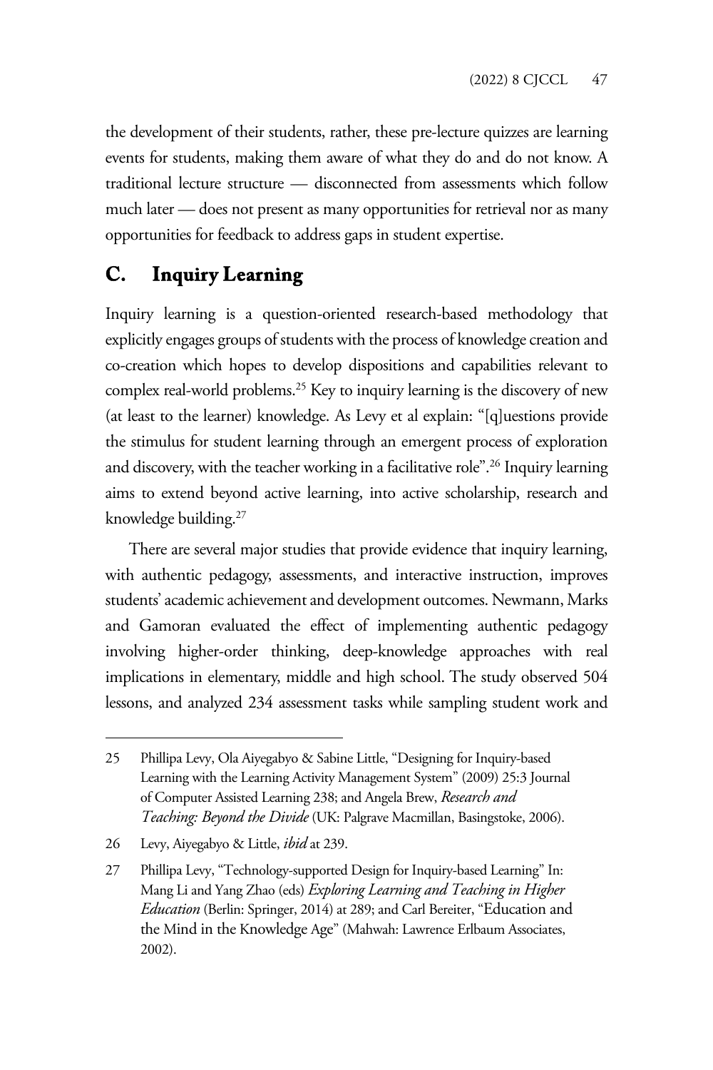the development of their students, rather, these pre-lecture quizzes are learning events for students, making them aware of what they do and do not know. A traditional lecture structure — disconnected from assessments which follow much later — does not present as many opportunities for retrieval nor as many opportunities for feedback to address gaps in student expertise.

## C. Inquiry Learning

Inquiry learning is a question-oriented research-based methodology that explicitly engages groups of students with the process of knowledge creation and co-creation which hopes to develop dispositions and capabilities relevant to complex real-world problems.[25] Key to inquiry learning is the discovery of new (at least to the learner) knowledge. As Levy et al explain: "[q]uestions provide the stimulus for student learning through an emergent process of exploration and discovery, with the teacher working in a facilitative role".[26] Inquiry learning aims to extend beyond active learning, into active scholarship, research and knowledge building.[27]

There are several major studies that provide evidence that inquiry learning, with authentic pedagogy, assessments, and interactive instruction, improves students' academic achievement and development outcomes. Newmann, Marks and Gamoran evaluated the effect of implementing authentic pedagogy involving higher-order thinking, deep-knowledge approaches with real implications in elementary, middle and high school. The study observed 504 lessons, and analyzed 234 assessment tasks while sampling student work and

---

25 Phillipa Levy, Ola Aiyegabyo & Sabine Little, "Designing for Inquiry-based Learning with the Learning Activity Management System" (2009) 25:3 Journal of Computer Assisted Learning 238; and Angela Brew, *Research and Teaching: Beyond the Divide* (UK: Palgrave Macmillan, Basingstoke, 2006).

26 Levy, Aiyegabyo & Little, *ibid* at 239.

27 Phillipa Levy, "Technology-supported Design for Inquiry-based Learning" In: Mang Li and Yang Zhao (eds) *Exploring Learning and Teaching in Higher Education* (Berlin: Springer, 2014) at 289; and Carl Bereiter, "Education and the Mind in the Knowledge Age" (Mahwah: Lawrence Erlbaum Associates, 2002).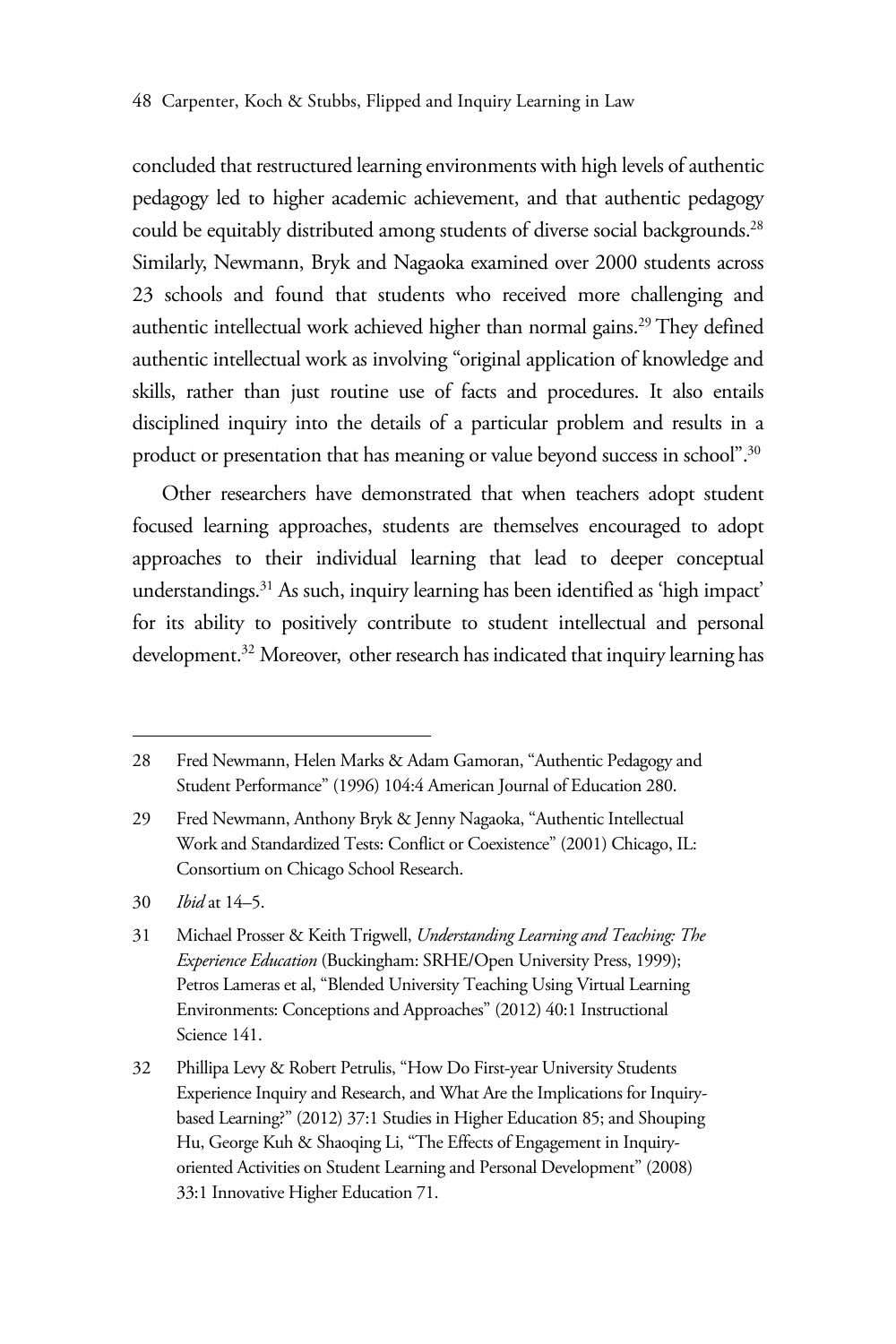concluded that restructured learning environments with high levels of authentic pedagogy led to higher academic achievement, and that authentic pedagogy could be equitably distributed among students of diverse social backgrounds.[28] Similarly, Newmann, Bryk and Nagaoka examined over 2000 students across 23 schools and found that students who received more challenging and authentic intellectual work achieved higher than normal gains.[29] They defined authentic intellectual work as involving "original application of knowledge and skills, rather than just routine use of facts and procedures. It also entails disciplined inquiry into the details of a particular problem and results in a product or presentation that has meaning or value beyond success in school".[30]

Other researchers have demonstrated that when teachers adopt student focused learning approaches, students are themselves encouraged to adopt approaches to their individual learning that lead to deeper conceptual understandings.[31] As such, inquiry learning has been identified as 'high impact' for its ability to positively contribute to student intellectual and personal development.[32] Moreover, other research has indicated that inquiry learning has

---

28 Fred Newmann, Helen Marks & Adam Gamoran, "Authentic Pedagogy and Student Performance" (1996) 104:4 American Journal of Education 280.

29 Fred Newmann, Anthony Bryk & Jenny Nagaoka, "Authentic Intellectual Work and Standardized Tests: Conflict or Coexistence" (2001) Chicago, IL: Consortium on Chicago School Research.

30 *Ibid* at 14–5.

31 Michael Prosser & Keith Trigwell, *Understanding Learning and Teaching: The Experience Education* (Buckingham: SRHE/Open University Press, 1999); Petros Lameras et al, "Blended University Teaching Using Virtual Learning Environments: Conceptions and Approaches" (2012) 40:1 Instructional Science 141.

32 Phillipa Levy & Robert Petrulis, "How Do First-year University Students Experience Inquiry and Research, and What Are the Implications for Inquiry-based Learning?" (2012) 37:1 Studies in Higher Education 85; and Shouping Hu, George Kuh & Shaoqing Li, "The Effects of Engagement in Inquiry-oriented Activities on Student Learning and Personal Development" (2008) 33:1 Innovative Higher Education 71.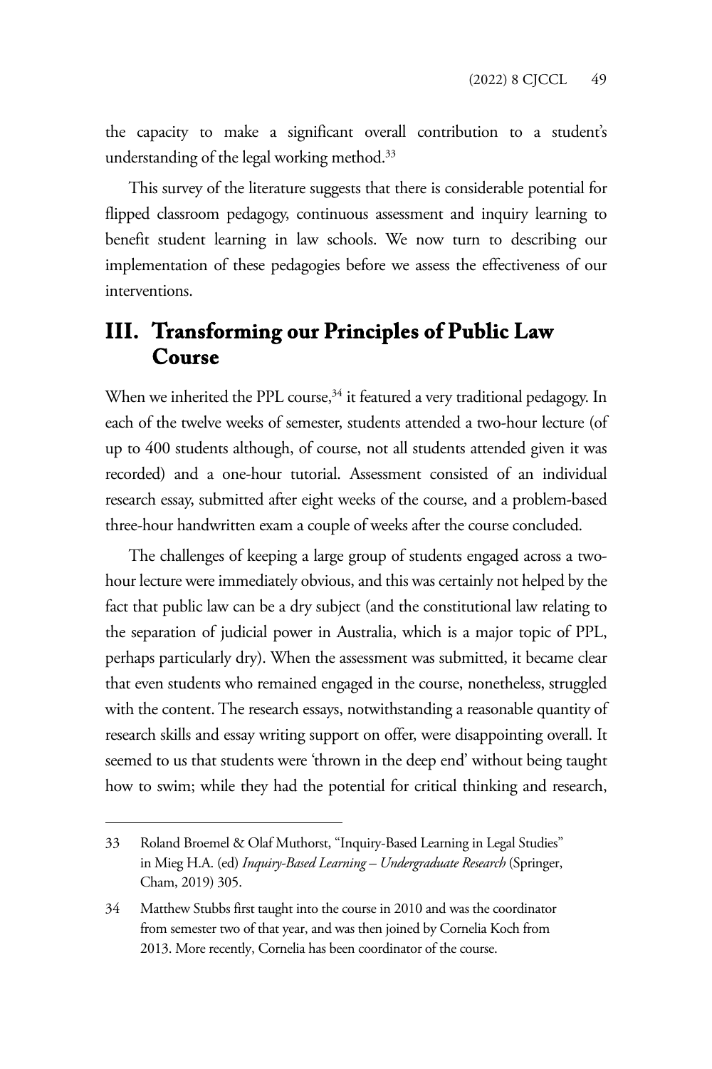the capacity to make a significant overall contribution to a student's understanding of the legal working method.[33]

This survey of the literature suggests that there is considerable potential for flipped classroom pedagogy, continuous assessment and inquiry learning to benefit student learning in law schools. We now turn to describing our implementation of these pedagogies before we assess the effectiveness of our interventions.

## III. Transforming our Principles of Public Law Course

When we inherited the PPL course,[34] it featured a very traditional pedagogy. In each of the twelve weeks of semester, students attended a two-hour lecture (of up to 400 students although, of course, not all students attended given it was recorded) and a one-hour tutorial. Assessment consisted of an individual research essay, submitted after eight weeks of the course, and a problem-based three-hour handwritten exam a couple of weeks after the course concluded.

The challenges of keeping a large group of students engaged across a two-hour lecture were immediately obvious, and this was certainly not helped by the fact that public law can be a dry subject (and the constitutional law relating to the separation of judicial power in Australia, which is a major topic of PPL, perhaps particularly dry). When the assessment was submitted, it became clear that even students who remained engaged in the course, nonetheless, struggled with the content. The research essays, notwithstanding a reasonable quantity of research skills and essay writing support on offer, were disappointing overall. It seemed to us that students were 'thrown in the deep end' without being taught how to swim; while they had the potential for critical thinking and research,

---

33 Roland Broemel & Olaf Muthorst, "Inquiry-Based Learning in Legal Studies" in Mieg H.A. (ed) *Inquiry-Based Learning – Undergraduate Research* (Springer, Cham, 2019) 305.

34 Matthew Stubbs first taught into the course in 2010 and was the coordinator from semester two of that year, and was then joined by Cornelia Koch from 2013. More recently, Cornelia has been coordinator of the course.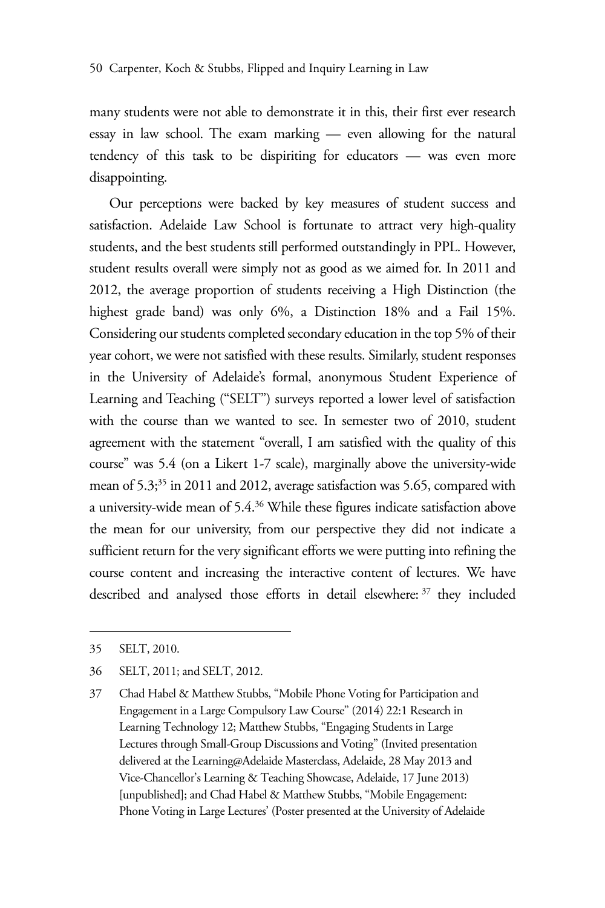many students were not able to demonstrate it in this, their first ever research essay in law school. The exam marking — even allowing for the natural tendency of this task to be dispiriting for educators — was even more disappointing.

Our perceptions were backed by key measures of student success and satisfaction. Adelaide Law School is fortunate to attract very high-quality students, and the best students still performed outstandingly in PPL. However, student results overall were simply not as good as we aimed for. In 2011 and 2012, the average proportion of students receiving a High Distinction (the highest grade band) was only 6%, a Distinction 18% and a Fail 15%. Considering our students completed secondary education in the top 5% of their year cohort, we were not satisfied with these results. Similarly, student responses in the University of Adelaide's formal, anonymous Student Experience of Learning and Teaching ("SELT") surveys reported a lower level of satisfaction with the course than we wanted to see. In semester two of 2010, student agreement with the statement "overall, I am satisfied with the quality of this course" was 5.4 (on a Likert 1-7 scale), marginally above the university-wide mean of 5.3;[35] in 2011 and 2012, average satisfaction was 5.65, compared with a university-wide mean of 5.4.[36] While these figures indicate satisfaction above the mean for our university, from our perspective they did not indicate a sufficient return for the very significant efforts we were putting into refining the course content and increasing the interactive content of lectures. We have described and analysed those efforts in detail elsewhere:[37] they included

---

35 SELT, 2010.

36 SELT, 2011; and SELT, 2012.

37 Chad Habel & Matthew Stubbs, "Mobile Phone Voting for Participation and Engagement in a Large Compulsory Law Course" (2014) 22:1 Research in Learning Technology 12; Matthew Stubbs, "Engaging Students in Large Lectures through Small-Group Discussions and Voting" (Invited presentation delivered at the Learning@Adelaide Masterclass, Adelaide, 28 May 2013 and Vice-Chancellor's Learning & Teaching Showcase, Adelaide, 17 June 2013) [unpublished]; and Chad Habel & Matthew Stubbs, "Mobile Engagement: Phone Voting in Large Lectures' (Poster presented at the University of Adelaide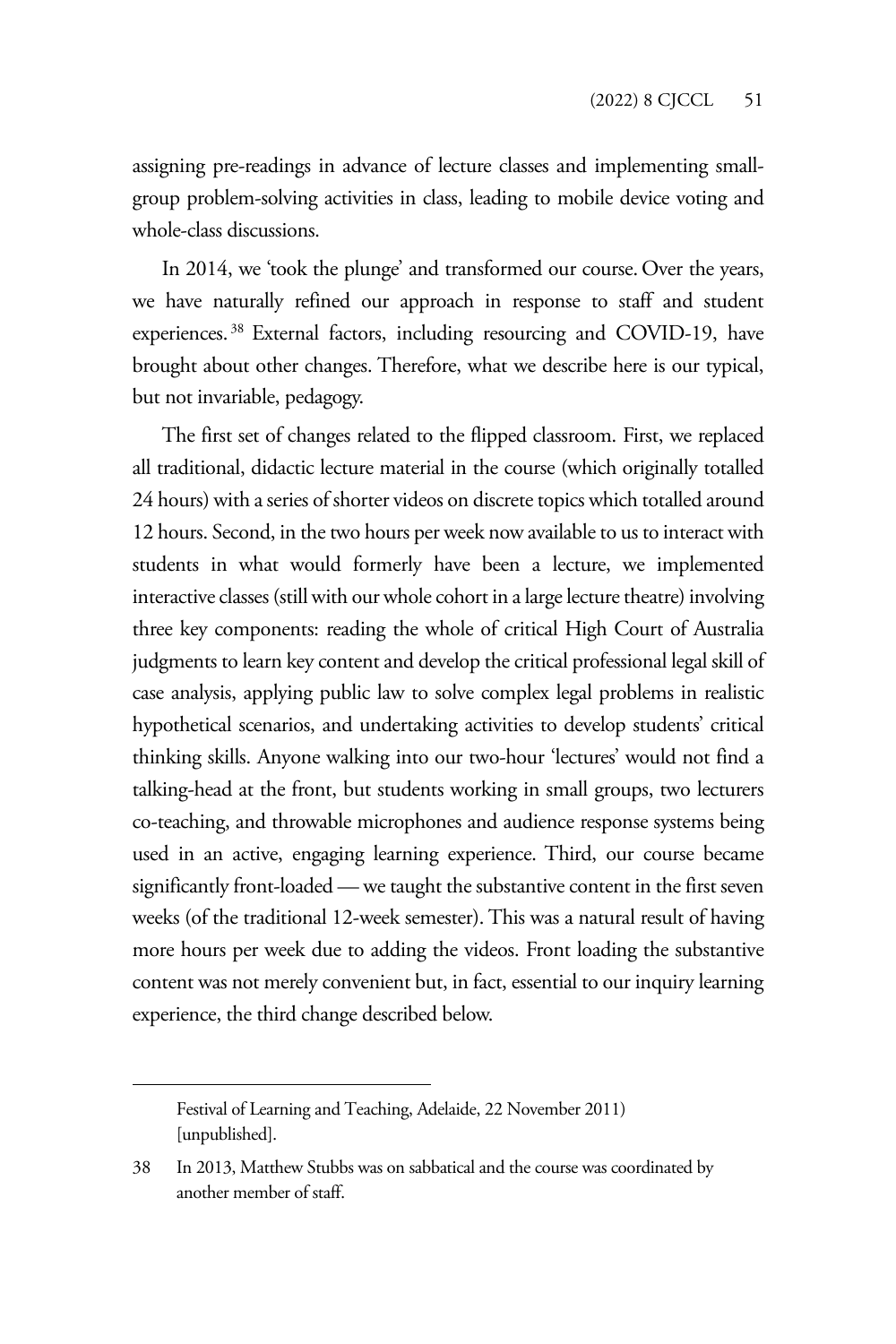assigning pre-readings in advance of lecture classes and implementing small-group problem-solving activities in class, leading to mobile device voting and whole-class discussions.

In 2014, we 'took the plunge' and transformed our course. Over the years, we have naturally refined our approach in response to staff and student experiences.[38] External factors, including resourcing and COVID-19, have brought about other changes. Therefore, what we describe here is our typical, but not invariable, pedagogy.

The first set of changes related to the flipped classroom. First, we replaced all traditional, didactic lecture material in the course (which originally totalled 24 hours) with a series of shorter videos on discrete topics which totalled around 12 hours. Second, in the two hours per week now available to us to interact with students in what would formerly have been a lecture, we implemented interactive classes (still with our whole cohort in a large lecture theatre) involving three key components: reading the whole of critical High Court of Australia judgments to learn key content and develop the critical professional legal skill of case analysis, applying public law to solve complex legal problems in realistic hypothetical scenarios, and undertaking activities to develop students' critical thinking skills. Anyone walking into our two-hour 'lectures' would not find a talking-head at the front, but students working in small groups, two lecturers co-teaching, and throwable microphones and audience response systems being used in an active, engaging learning experience. Third, our course became significantly front-loaded — we taught the substantive content in the first seven weeks (of the traditional 12-week semester). This was a natural result of having more hours per week due to adding the videos. Front loading the substantive content was not merely convenient but, in fact, essential to our inquiry learning experience, the third change described below.

---

Festival of Learning and Teaching, Adelaide, 22 November 2011) [unpublished].

38 In 2013, Matthew Stubbs was on sabbatical and the course was coordinated by another member of staff.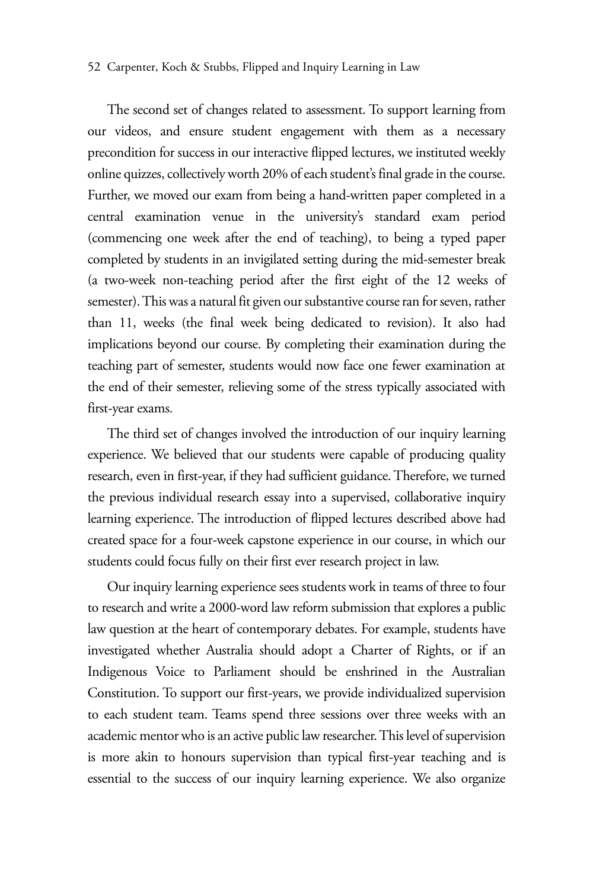The second set of changes related to assessment. To support learning from our videos, and ensure student engagement with them as a necessary precondition for success in our interactive flipped lectures, we instituted weekly online quizzes, collectively worth 20% of each student's final grade in the course. Further, we moved our exam from being a hand-written paper completed in a central examination venue in the university's standard exam period (commencing one week after the end of teaching), to being a typed paper completed by students in an invigilated setting during the mid-semester break (a two-week non-teaching period after the first eight of the 12 weeks of semester). This was a natural fit given our substantive course ran for seven, rather than 11, weeks (the final week being dedicated to revision). It also had implications beyond our course. By completing their examination during the teaching part of semester, students would now face one fewer examination at the end of their semester, relieving some of the stress typically associated with first-year exams.

The third set of changes involved the introduction of our inquiry learning experience. We believed that our students were capable of producing quality research, even in first-year, if they had sufficient guidance. Therefore, we turned the previous individual research essay into a supervised, collaborative inquiry learning experience. The introduction of flipped lectures described above had created space for a four-week capstone experience in our course, in which our students could focus fully on their first ever research project in law.

Our inquiry learning experience sees students work in teams of three to four to research and write a 2000-word law reform submission that explores a public law question at the heart of contemporary debates. For example, students have investigated whether Australia should adopt a Charter of Rights, or if an Indigenous Voice to Parliament should be enshrined in the Australian Constitution. To support our first-years, we provide individualized supervision to each student team. Teams spend three sessions over three weeks with an academic mentor who is an active public law researcher. This level of supervision is more akin to honours supervision than typical first-year teaching and is essential to the success of our inquiry learning experience. We also organize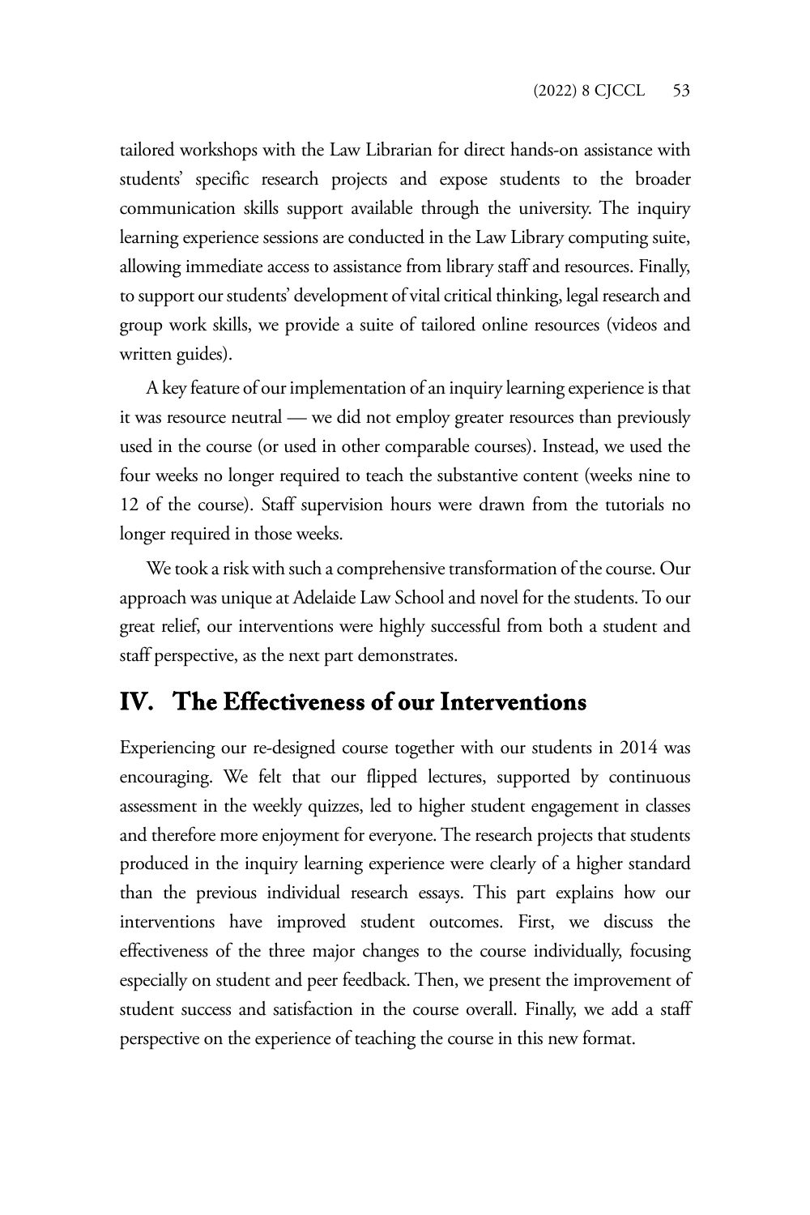tailored workshops with the Law Librarian for direct hands-on assistance with students' specific research projects and expose students to the broader communication skills support available through the university. The inquiry learning experience sessions are conducted in the Law Library computing suite, allowing immediate access to assistance from library staff and resources. Finally, to support our students' development of vital critical thinking, legal research and group work skills, we provide a suite of tailored online resources (videos and written guides).

A key feature of our implementation of an inquiry learning experience is that it was resource neutral — we did not employ greater resources than previously used in the course (or used in other comparable courses). Instead, we used the four weeks no longer required to teach the substantive content (weeks nine to 12 of the course). Staff supervision hours were drawn from the tutorials no longer required in those weeks.

We took a risk with such a comprehensive transformation of the course. Our approach was unique at Adelaide Law School and novel for the students. To our great relief, our interventions were highly successful from both a student and staff perspective, as the next part demonstrates.

## IV. The Effectiveness of our Interventions

Experiencing our re-designed course together with our students in 2014 was encouraging. We felt that our flipped lectures, supported by continuous assessment in the weekly quizzes, led to higher student engagement in classes and therefore more enjoyment for everyone. The research projects that students produced in the inquiry learning experience were clearly of a higher standard than the previous individual research essays. This part explains how our interventions have improved student outcomes. First, we discuss the effectiveness of the three major changes to the course individually, focusing especially on student and peer feedback. Then, we present the improvement of student success and satisfaction in the course overall. Finally, we add a staff perspective on the experience of teaching the course in this new format.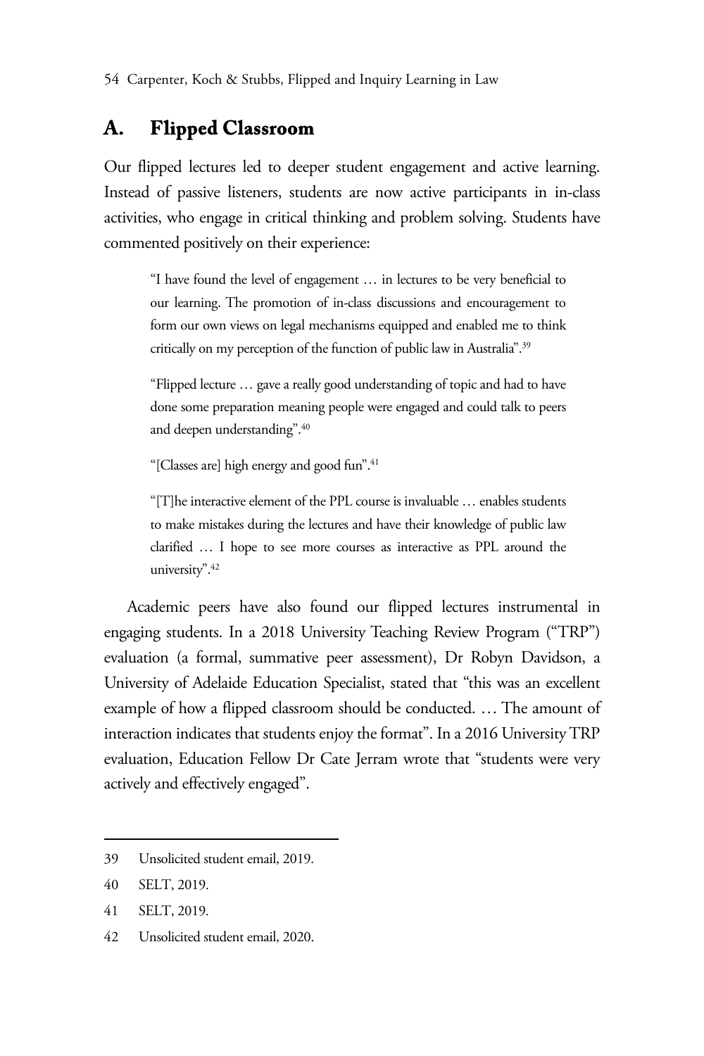## A. Flipped Classroom

Our flipped lectures led to deeper student engagement and active learning. Instead of passive listeners, students are now active participants in in-class activities, who engage in critical thinking and problem solving. Students have commented positively on their experience:

> "I have found the level of engagement … in lectures to be very beneficial to our learning. The promotion of in-class discussions and encouragement to form our own views on legal mechanisms equipped and enabled me to think critically on my perception of the function of public law in Australia".[39]

> "Flipped lecture … gave a really good understanding of topic and had to have done some preparation meaning people were engaged and could talk to peers and deepen understanding".[40]

> "[Classes are] high energy and good fun".[41]

> "[T]he interactive element of the PPL course is invaluable … enables students to make mistakes during the lectures and have their knowledge of public law clarified … I hope to see more courses as interactive as PPL around the university".[42]

Academic peers have also found our flipped lectures instrumental in engaging students. In a 2018 University Teaching Review Program ("TRP") evaluation (a formal, summative peer assessment), Dr Robyn Davidson, a University of Adelaide Education Specialist, stated that "this was an excellent example of how a flipped classroom should be conducted. … The amount of interaction indicates that students enjoy the format". In a 2016 University TRP evaluation, Education Fellow Dr Cate Jerram wrote that "students were very actively and effectively engaged".

---

39 Unsolicited student email, 2019.

40 SELT, 2019.

41 SELT, 2019.

42 Unsolicited student email, 2020.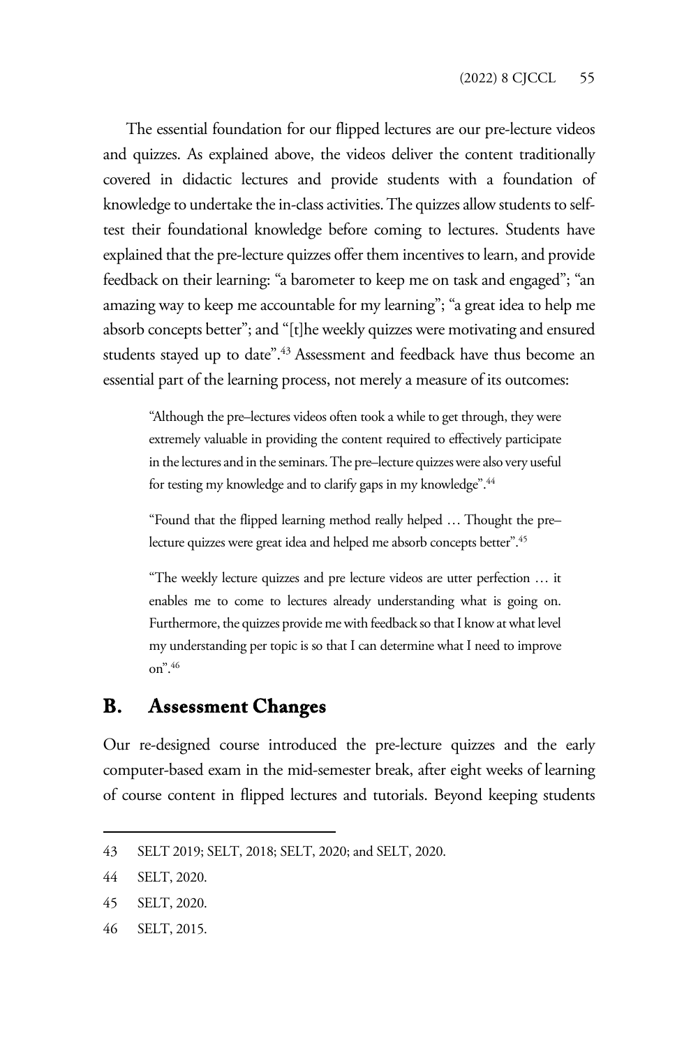The essential foundation for our flipped lectures are our pre-lecture videos and quizzes. As explained above, the videos deliver the content traditionally covered in didactic lectures and provide students with a foundation of knowledge to undertake the in-class activities. The quizzes allow students to self-test their foundational knowledge before coming to lectures. Students have explained that the pre-lecture quizzes offer them incentives to learn, and provide feedback on their learning: "a barometer to keep me on task and engaged"; "an amazing way to keep me accountable for my learning"; "a great idea to help me absorb concepts better"; and "[t]he weekly quizzes were motivating and ensured students stayed up to date".[43] Assessment and feedback have thus become an essential part of the learning process, not merely a measure of its outcomes:

> "Although the pre–lectures videos often took a while to get through, they were extremely valuable in providing the content required to effectively participate in the lectures and in the seminars. The pre–lecture quizzes were also very useful for testing my knowledge and to clarify gaps in my knowledge".[44]

> "Found that the flipped learning method really helped … Thought the pre–lecture quizzes were great idea and helped me absorb concepts better".[45]

> "The weekly lecture quizzes and pre lecture videos are utter perfection … it enables me to come to lectures already understanding what is going on. Furthermore, the quizzes provide me with feedback so that I know at what level my understanding per topic is so that I can determine what I need to improve on".[46]

## B. Assessment Changes

Our re-designed course introduced the pre-lecture quizzes and the early computer-based exam in the mid-semester break, after eight weeks of learning of course content in flipped lectures and tutorials. Beyond keeping students

---

43 SELT 2019; SELT, 2018; SELT, 2020; and SELT, 2020.

44 SELT, 2020.

45 SELT, 2020.

46 SELT, 2015.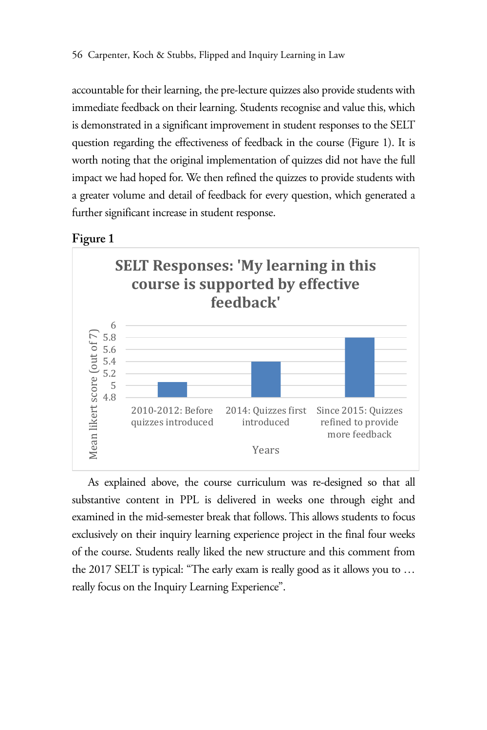accountable for their learning, the pre-lecture quizzes also provide students with immediate feedback on their learning. Students recognise and value this, which is demonstrated in a significant improvement in student responses to the SELT question regarding the effectiveness of feedback in the course (Figure 1). It is worth noting that the original implementation of quizzes did not have the full impact we had hoped for. We then refined the quizzes to provide students with a greater volume and detail of feedback for every question, which generated a further significant increase in student response.

**Figure 1**

SELT Responses: 'My learning in this course is supported by effective feedback'

Mean likert score (out of 7)

Years

2010-2012: Before quizzes introduced

2014: Quizzes first introduced

Since 2015: Quizzes refined to provide more feedback

As explained above, the course curriculum was re-designed so that all substantive content in PPL is delivered in weeks one through eight and examined in the mid-semester break that follows. This allows students to focus exclusively on their inquiry learning experience project in the final four weeks of the course. Students really liked the new structure and this comment from the 2017 SELT is typical: "The early exam is really good as it allows you to … really focus on the Inquiry Learning Experience".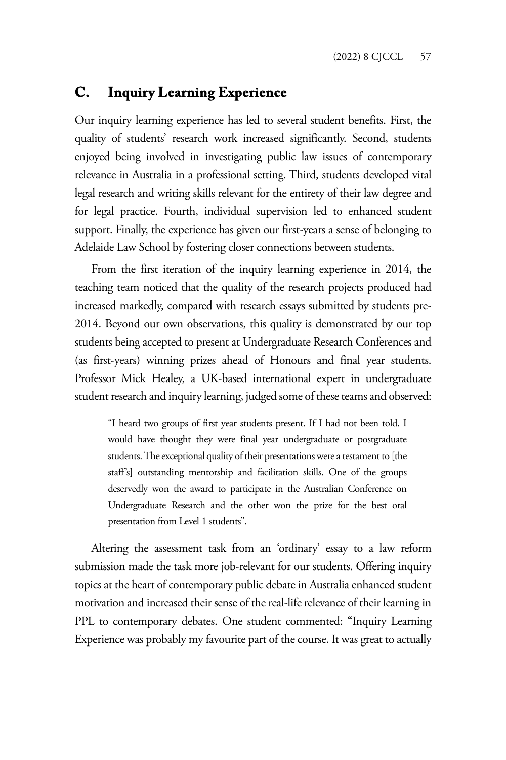## C. Inquiry Learning Experience

Our inquiry learning experience has led to several student benefits. First, the quality of students' research work increased significantly. Second, students enjoyed being involved in investigating public law issues of contemporary relevance in Australia in a professional setting. Third, students developed vital legal research and writing skills relevant for the entirety of their law degree and for legal practice. Fourth, individual supervision led to enhanced student support. Finally, the experience has given our first-years a sense of belonging to Adelaide Law School by fostering closer connections between students.

From the first iteration of the inquiry learning experience in 2014, the teaching team noticed that the quality of the research projects produced had increased markedly, compared with research essays submitted by students pre-2014. Beyond our own observations, this quality is demonstrated by our top students being accepted to present at Undergraduate Research Conferences and (as first-years) winning prizes ahead of Honours and final year students. Professor Mick Healey, a UK-based international expert in undergraduate student research and inquiry learning, judged some of these teams and observed:

> "I heard two groups of first year students present. If I had not been told, I would have thought they were final year undergraduate or postgraduate students. The exceptional quality of their presentations were a testament to [the staff's] outstanding mentorship and facilitation skills. One of the groups deservedly won the award to participate in the Australian Conference on Undergraduate Research and the other won the prize for the best oral presentation from Level 1 students".

Altering the assessment task from an 'ordinary' essay to a law reform submission made the task more job-relevant for our students. Offering inquiry topics at the heart of contemporary public debate in Australia enhanced student motivation and increased their sense of the real-life relevance of their learning in PPL to contemporary debates. One student commented: "Inquiry Learning Experience was probably my favourite part of the course. It was great to actually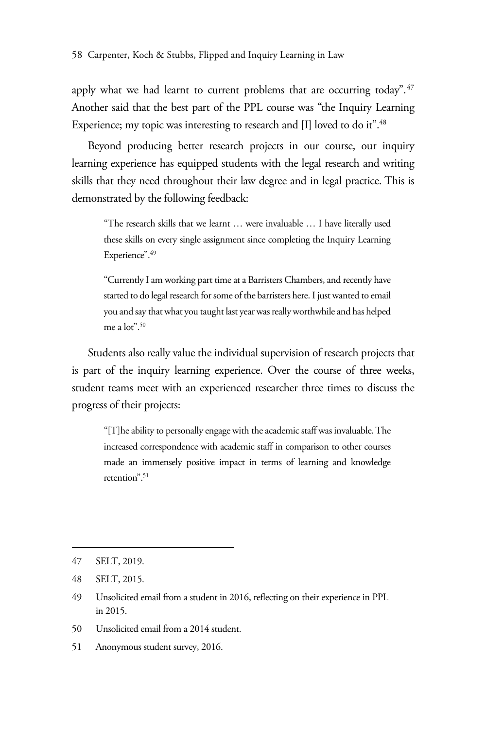apply what we had learnt to current problems that are occurring today".[47] Another said that the best part of the PPL course was "the Inquiry Learning Experience; my topic was interesting to research and [I] loved to do it".[48]

Beyond producing better research projects in our course, our inquiry learning experience has equipped students with the legal research and writing skills that they need throughout their law degree and in legal practice. This is demonstrated by the following feedback:

> "The research skills that we learnt … were invaluable … I have literally used these skills on every single assignment since completing the Inquiry Learning Experience".[49]
>
> "Currently I am working part time at a Barristers Chambers, and recently have started to do legal research for some of the barristers here. I just wanted to email you and say that what you taught last year was really worthwhile and has helped me a lot".[50]

Students also really value the individual supervision of research projects that is part of the inquiry learning experience. Over the course of three weeks, student teams meet with an experienced researcher three times to discuss the progress of their projects:

> "[T]he ability to personally engage with the academic staff was invaluable. The increased correspondence with academic staff in comparison to other courses made an immensely positive impact in terms of learning and knowledge retention".[51]

---

47 SELT, 2019.

48 SELT, 2015.

49 Unsolicited email from a student in 2016, reflecting on their experience in PPL in 2015.

50 Unsolicited email from a 2014 student.

51 Anonymous student survey, 2016.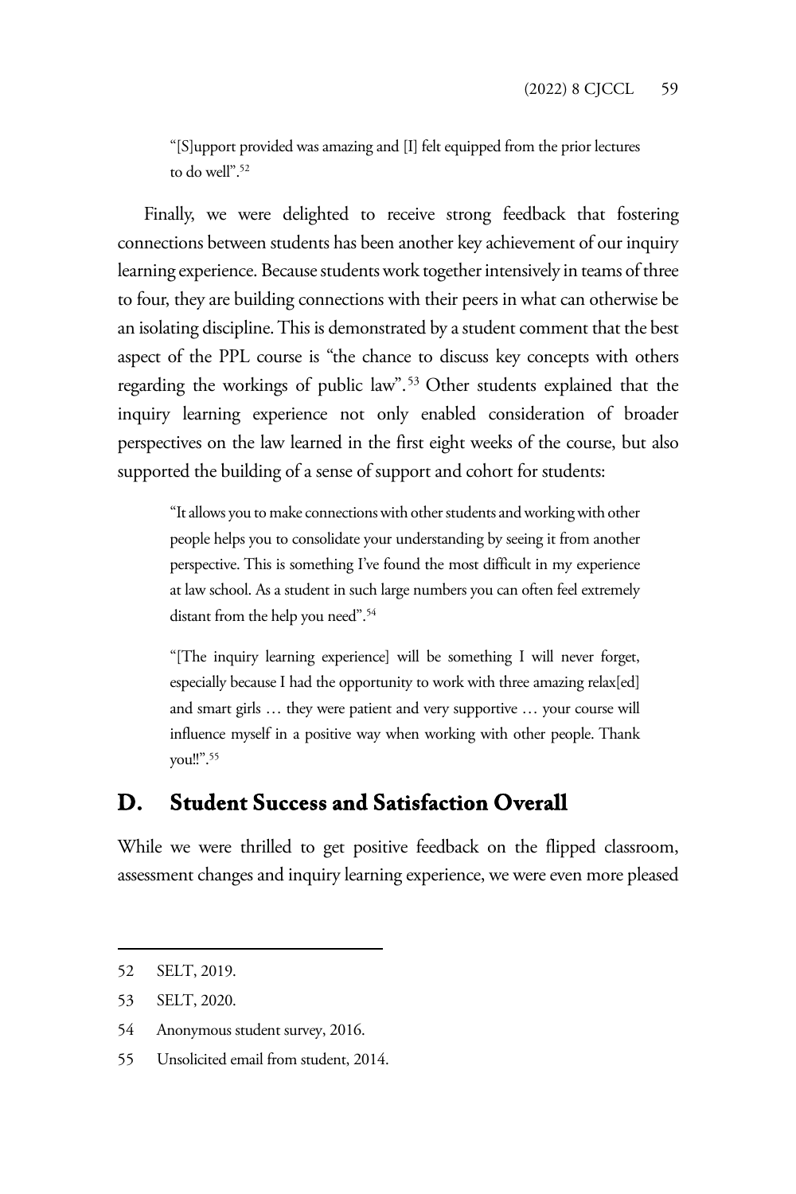> "[S]upport provided was amazing and [I] felt equipped from the prior lectures to do well".[52]

Finally, we were delighted to receive strong feedback that fostering connections between students has been another key achievement of our inquiry learning experience. Because students work together intensively in teams of three to four, they are building connections with their peers in what can otherwise be an isolating discipline. This is demonstrated by a student comment that the best aspect of the PPL course is "the chance to discuss key concepts with others regarding the workings of public law".[53] Other students explained that the inquiry learning experience not only enabled consideration of broader perspectives on the law learned in the first eight weeks of the course, but also supported the building of a sense of support and cohort for students:

> "It allows you to make connections with other students and working with other people helps you to consolidate your understanding by seeing it from another perspective. This is something I've found the most difficult in my experience at law school. As a student in such large numbers you can often feel extremely distant from the help you need".[54]

> "[The inquiry learning experience] will be something I will never forget, especially because I had the opportunity to work with three amazing relax[ed] and smart girls … they were patient and very supportive … your course will influence myself in a positive way when working with other people. Thank you!!".[55]

## D. Student Success and Satisfaction Overall

While we were thrilled to get positive feedback on the flipped classroom, assessment changes and inquiry learning experience, we were even more pleased

---

52 SELT, 2019.

53 SELT, 2020.

54 Anonymous student survey, 2016.

55 Unsolicited email from student, 2014.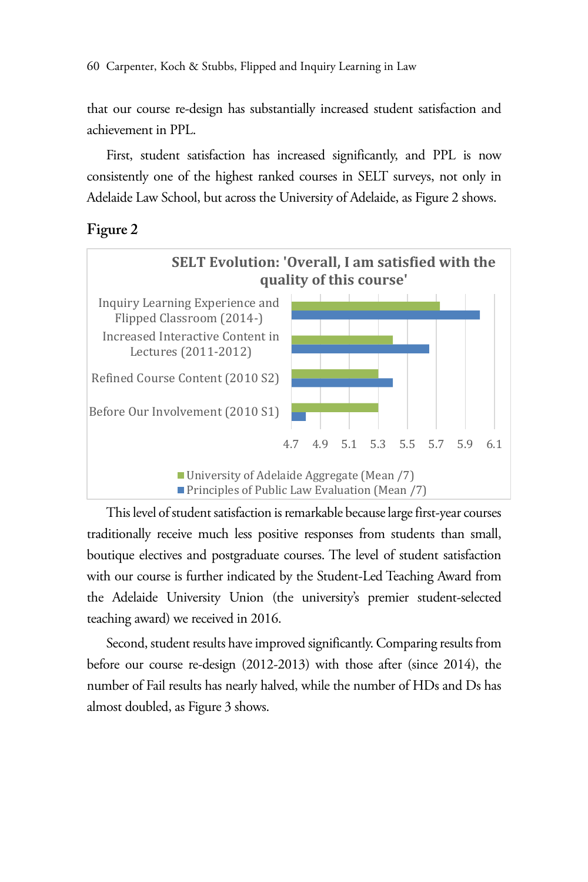that our course re-design has substantially increased student satisfaction and achievement in PPL.

First, student satisfaction has increased significantly, and PPL is now consistently one of the highest ranked courses in SELT surveys, not only in Adelaide Law School, but across the University of Adelaide, as Figure 2 shows.

**Figure 2**

**SELT Evolution: 'Overall, I am satisfied with the quality of this course'**

- Inquiry Learning Experience and Flipped Classroom (2014-)
- Increased Interactive Content in Lectures (2011-2012)
- Refined Course Content (2010 S2)
- Before Our Involvement (2010 S1)

4.7 4.9 5.1 5.3 5.5 5.7 5.9 6.1

- University of Adelaide Aggregate (Mean /7)
- Principles of Public Law Evaluation (Mean /7)

This level of student satisfaction is remarkable because large first-year courses traditionally receive much less positive responses from students than small, boutique electives and postgraduate courses. The level of student satisfaction with our course is further indicated by the Student-Led Teaching Award from the Adelaide University Union (the university's premier student-selected teaching award) we received in 2016.

Second, student results have improved significantly. Comparing results from before our course re-design (2012-2013) with those after (since 2014), the number of Fail results has nearly halved, while the number of HDs and Ds has almost doubled, as Figure 3 shows.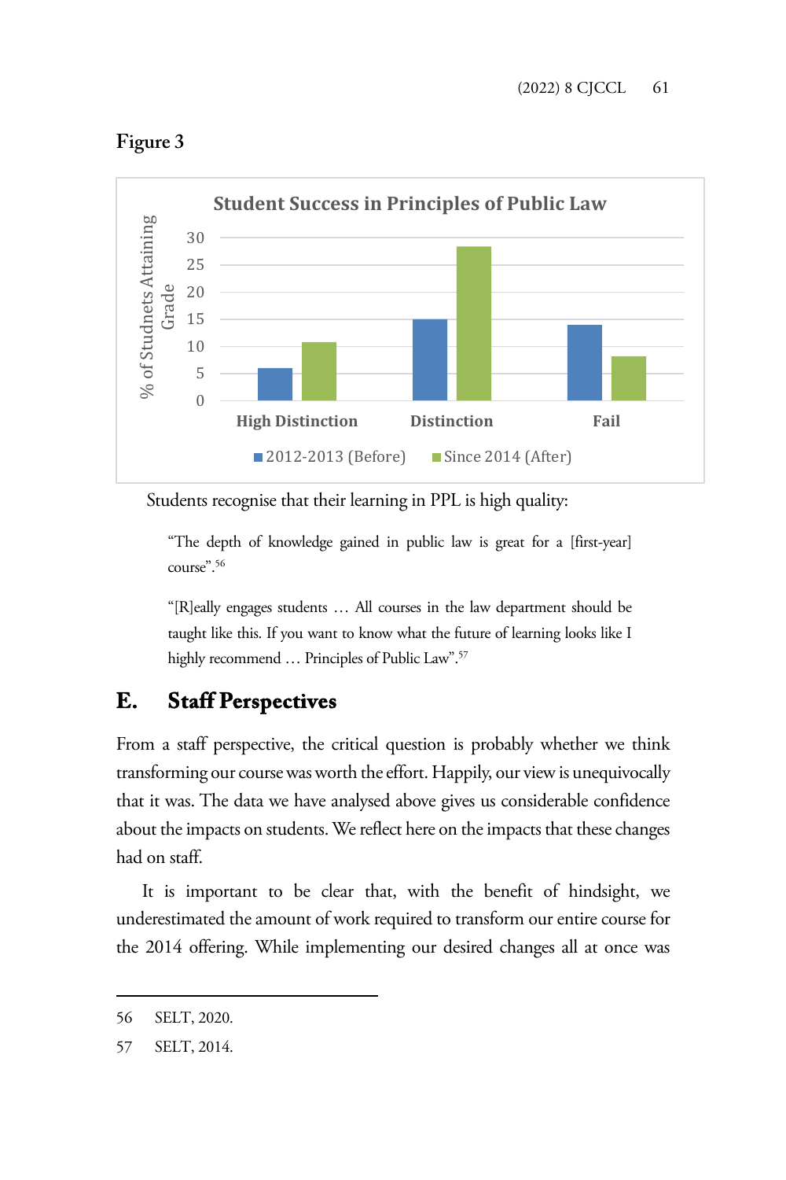**Figure 3**

Students recognise that their learning in PPL is high quality:

> "The depth of knowledge gained in public law is great for a [first-year] course".[56]

> "[R]eally engages students … All courses in the law department should be taught like this. If you want to know what the future of learning looks like I highly recommend … Principles of Public Law".[57]

## E. Staff Perspectives

From a staff perspective, the critical question is probably whether we think transforming our course was worth the effort. Happily, our view is unequivocally that it was. The data we have analysed above gives us considerable confidence about the impacts on students. We reflect here on the impacts that these changes had on staff.

It is important to be clear that, with the benefit of hindsight, we underestimated the amount of work required to transform our entire course for the 2014 offering. While implementing our desired changes all at once was

---

56 SELT, 2020.

57 SELT, 2014.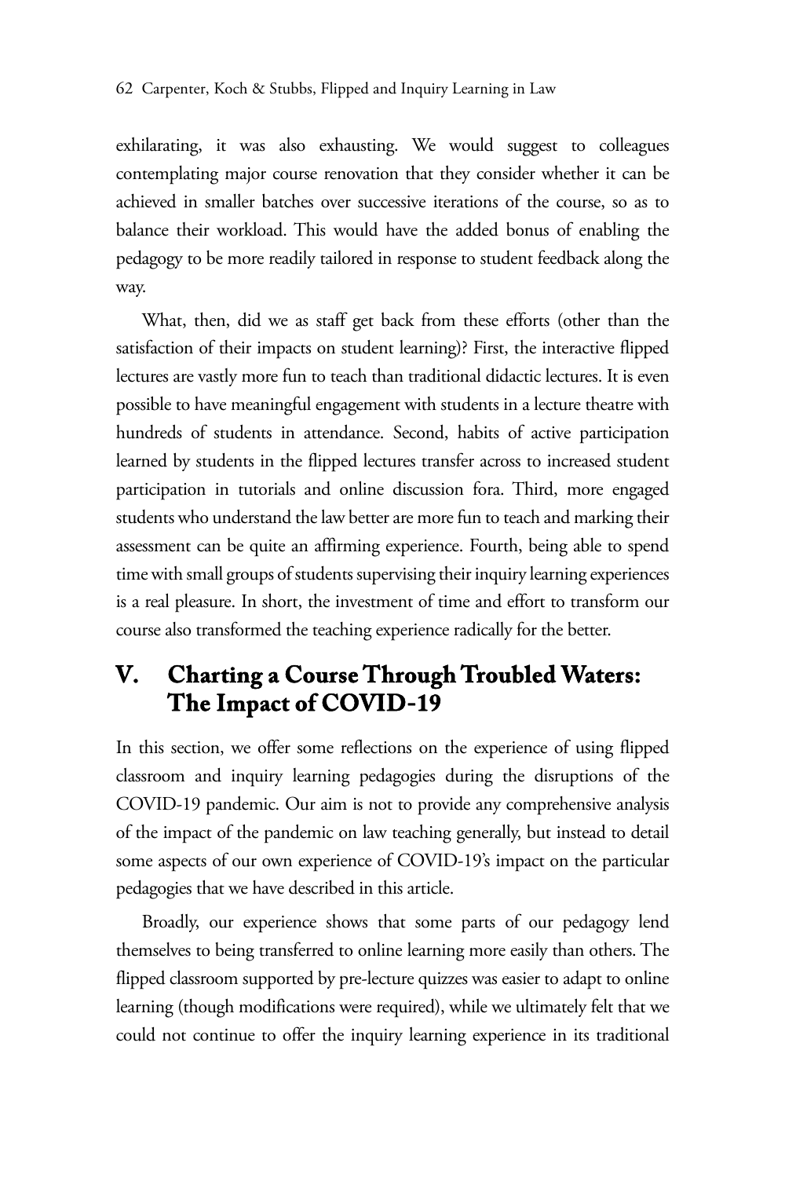exhilarating, it was also exhausting. We would suggest to colleagues contemplating major course renovation that they consider whether it can be achieved in smaller batches over successive iterations of the course, so as to balance their workload. This would have the added bonus of enabling the pedagogy to be more readily tailored in response to student feedback along the way.

What, then, did we as staff get back from these efforts (other than the satisfaction of their impacts on student learning)? First, the interactive flipped lectures are vastly more fun to teach than traditional didactic lectures. It is even possible to have meaningful engagement with students in a lecture theatre with hundreds of students in attendance. Second, habits of active participation learned by students in the flipped lectures transfer across to increased student participation in tutorials and online discussion fora. Third, more engaged students who understand the law better are more fun to teach and marking their assessment can be quite an affirming experience. Fourth, being able to spend time with small groups of students supervising their inquiry learning experiences is a real pleasure. In short, the investment of time and effort to transform our course also transformed the teaching experience radically for the better.

## V. Charting a Course Through Troubled Waters: The Impact of COVID-19

In this section, we offer some reflections on the experience of using flipped classroom and inquiry learning pedagogies during the disruptions of the COVID-19 pandemic. Our aim is not to provide any comprehensive analysis of the impact of the pandemic on law teaching generally, but instead to detail some aspects of our own experience of COVID-19's impact on the particular pedagogies that we have described in this article.

Broadly, our experience shows that some parts of our pedagogy lend themselves to being transferred to online learning more easily than others. The flipped classroom supported by pre-lecture quizzes was easier to adapt to online learning (though modifications were required), while we ultimately felt that we could not continue to offer the inquiry learning experience in its traditional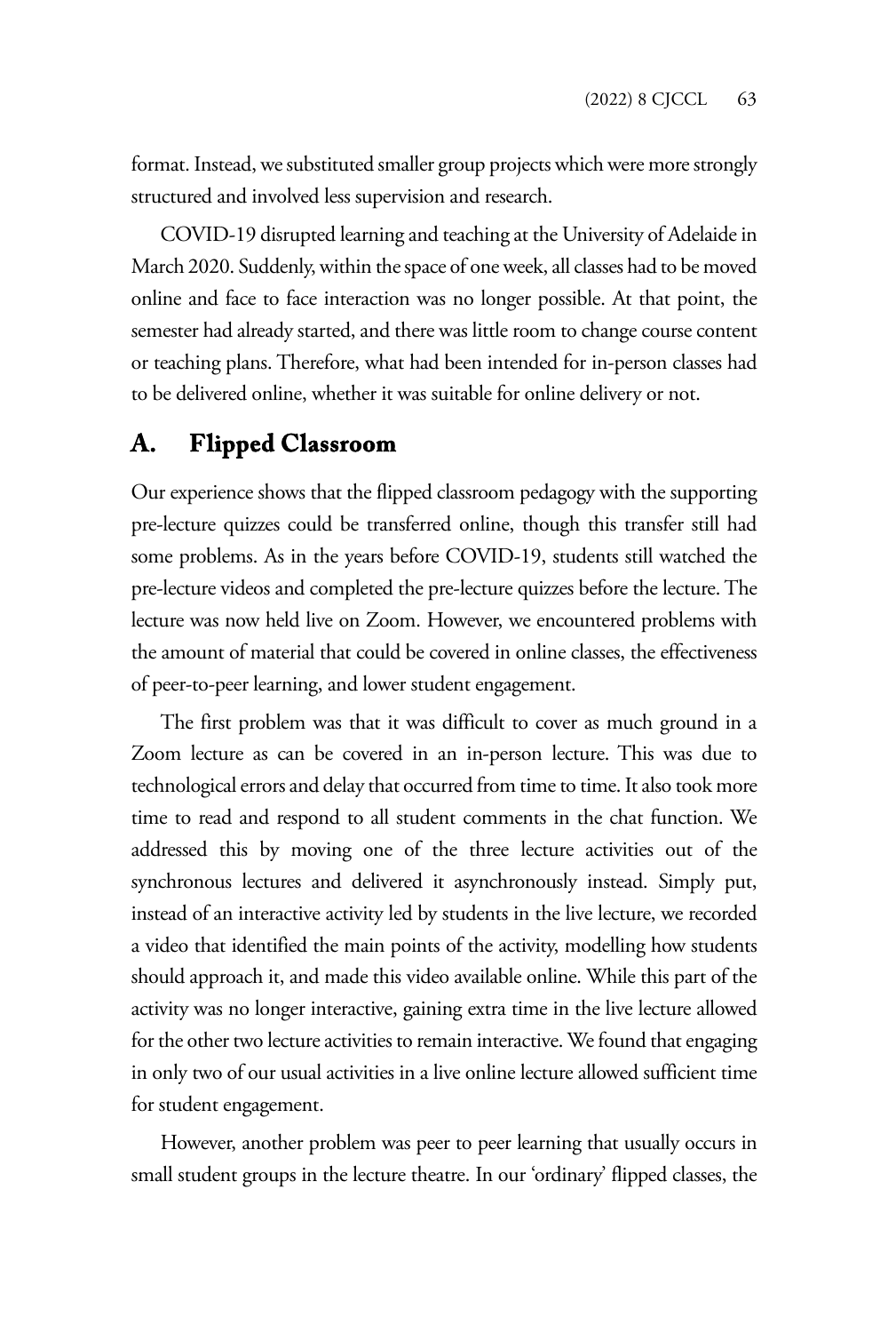format. Instead, we substituted smaller group projects which were more strongly structured and involved less supervision and research.

COVID-19 disrupted learning and teaching at the University of Adelaide in March 2020. Suddenly, within the space of one week, all classes had to be moved online and face to face interaction was no longer possible. At that point, the semester had already started, and there was little room to change course content or teaching plans. Therefore, what had been intended for in-person classes had to be delivered online, whether it was suitable for online delivery or not.

## A. Flipped Classroom

Our experience shows that the flipped classroom pedagogy with the supporting pre-lecture quizzes could be transferred online, though this transfer still had some problems. As in the years before COVID-19, students still watched the pre-lecture videos and completed the pre-lecture quizzes before the lecture. The lecture was now held live on Zoom. However, we encountered problems with the amount of material that could be covered in online classes, the effectiveness of peer-to-peer learning, and lower student engagement.

The first problem was that it was difficult to cover as much ground in a Zoom lecture as can be covered in an in-person lecture. This was due to technological errors and delay that occurred from time to time. It also took more time to read and respond to all student comments in the chat function. We addressed this by moving one of the three lecture activities out of the synchronous lectures and delivered it asynchronously instead. Simply put, instead of an interactive activity led by students in the live lecture, we recorded a video that identified the main points of the activity, modelling how students should approach it, and made this video available online. While this part of the activity was no longer interactive, gaining extra time in the live lecture allowed for the other two lecture activities to remain interactive. We found that engaging in only two of our usual activities in a live online lecture allowed sufficient time for student engagement.

However, another problem was peer to peer learning that usually occurs in small student groups in the lecture theatre. In our 'ordinary' flipped classes, the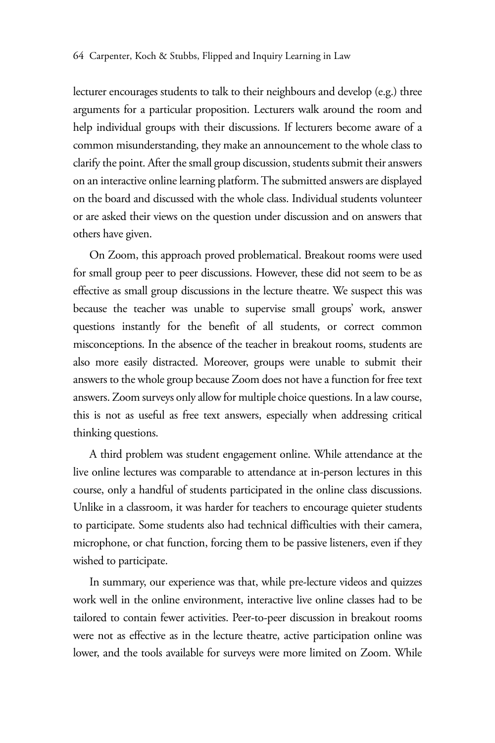lecturer encourages students to talk to their neighbours and develop (e.g.) three arguments for a particular proposition. Lecturers walk around the room and help individual groups with their discussions. If lecturers become aware of a common misunderstanding, they make an announcement to the whole class to clarify the point. After the small group discussion, students submit their answers on an interactive online learning platform. The submitted answers are displayed on the board and discussed with the whole class. Individual students volunteer or are asked their views on the question under discussion and on answers that others have given.

On Zoom, this approach proved problematical. Breakout rooms were used for small group peer to peer discussions. However, these did not seem to be as effective as small group discussions in the lecture theatre. We suspect this was because the teacher was unable to supervise small groups' work, answer questions instantly for the benefit of all students, or correct common misconceptions. In the absence of the teacher in breakout rooms, students are also more easily distracted. Moreover, groups were unable to submit their answers to the whole group because Zoom does not have a function for free text answers. Zoom surveys only allow for multiple choice questions. In a law course, this is not as useful as free text answers, especially when addressing critical thinking questions.

A third problem was student engagement online. While attendance at the live online lectures was comparable to attendance at in-person lectures in this course, only a handful of students participated in the online class discussions. Unlike in a classroom, it was harder for teachers to encourage quieter students to participate. Some students also had technical difficulties with their camera, microphone, or chat function, forcing them to be passive listeners, even if they wished to participate.

In summary, our experience was that, while pre-lecture videos and quizzes work well in the online environment, interactive live online classes had to be tailored to contain fewer activities. Peer-to-peer discussion in breakout rooms were not as effective as in the lecture theatre, active participation online was lower, and the tools available for surveys were more limited on Zoom. While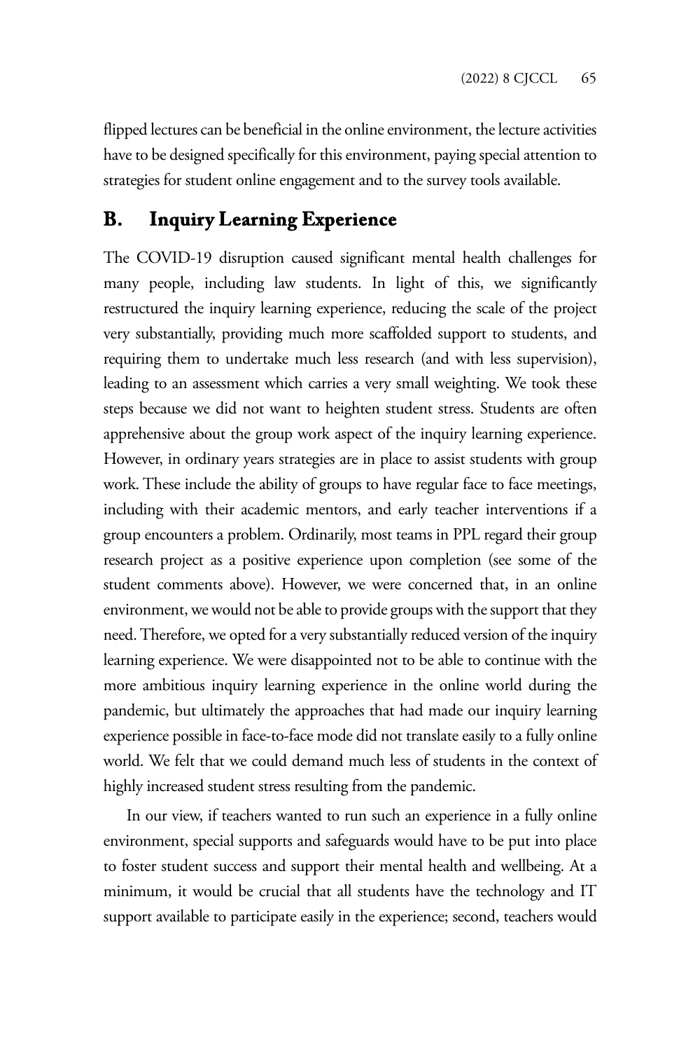flipped lectures can be beneficial in the online environment, the lecture activities have to be designed specifically for this environment, paying special attention to strategies for student online engagement and to the survey tools available.

## B. Inquiry Learning Experience

The COVID-19 disruption caused significant mental health challenges for many people, including law students. In light of this, we significantly restructured the inquiry learning experience, reducing the scale of the project very substantially, providing much more scaffolded support to students, and requiring them to undertake much less research (and with less supervision), leading to an assessment which carries a very small weighting. We took these steps because we did not want to heighten student stress. Students are often apprehensive about the group work aspect of the inquiry learning experience. However, in ordinary years strategies are in place to assist students with group work. These include the ability of groups to have regular face to face meetings, including with their academic mentors, and early teacher interventions if a group encounters a problem. Ordinarily, most teams in PPL regard their group research project as a positive experience upon completion (see some of the student comments above). However, we were concerned that, in an online environment, we would not be able to provide groups with the support that they need. Therefore, we opted for a very substantially reduced version of the inquiry learning experience. We were disappointed not to be able to continue with the more ambitious inquiry learning experience in the online world during the pandemic, but ultimately the approaches that had made our inquiry learning experience possible in face-to-face mode did not translate easily to a fully online world. We felt that we could demand much less of students in the context of highly increased student stress resulting from the pandemic.

In our view, if teachers wanted to run such an experience in a fully online environment, special supports and safeguards would have to be put into place to foster student success and support their mental health and wellbeing. At a minimum, it would be crucial that all students have the technology and IT support available to participate easily in the experience; second, teachers would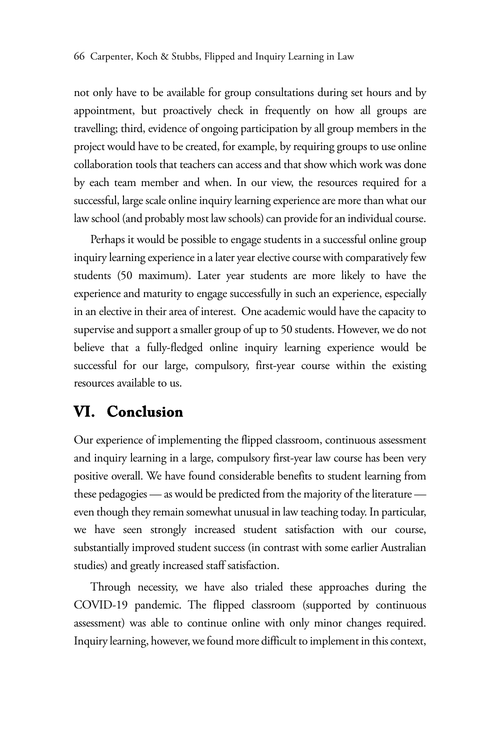not only have to be available for group consultations during set hours and by appointment, but proactively check in frequently on how all groups are travelling; third, evidence of ongoing participation by all group members in the project would have to be created, for example, by requiring groups to use online collaboration tools that teachers can access and that show which work was done by each team member and when. In our view, the resources required for a successful, large scale online inquiry learning experience are more than what our law school (and probably most law schools) can provide for an individual course.

Perhaps it would be possible to engage students in a successful online group inquiry learning experience in a later year elective course with comparatively few students (50 maximum). Later year students are more likely to have the experience and maturity to engage successfully in such an experience, especially in an elective in their area of interest. One academic would have the capacity to supervise and support a smaller group of up to 50 students. However, we do not believe that a fully-fledged online inquiry learning experience would be successful for our large, compulsory, first-year course within the existing resources available to us.

## VI. Conclusion

Our experience of implementing the flipped classroom, continuous assessment and inquiry learning in a large, compulsory first-year law course has been very positive overall. We have found considerable benefits to student learning from these pedagogies — as would be predicted from the majority of the literature — even though they remain somewhat unusual in law teaching today. In particular, we have seen strongly increased student satisfaction with our course, substantially improved student success (in contrast with some earlier Australian studies) and greatly increased staff satisfaction.

Through necessity, we have also trialed these approaches during the COVID-19 pandemic. The flipped classroom (supported by continuous assessment) was able to continue online with only minor changes required. Inquiry learning, however, we found more difficult to implement in this context,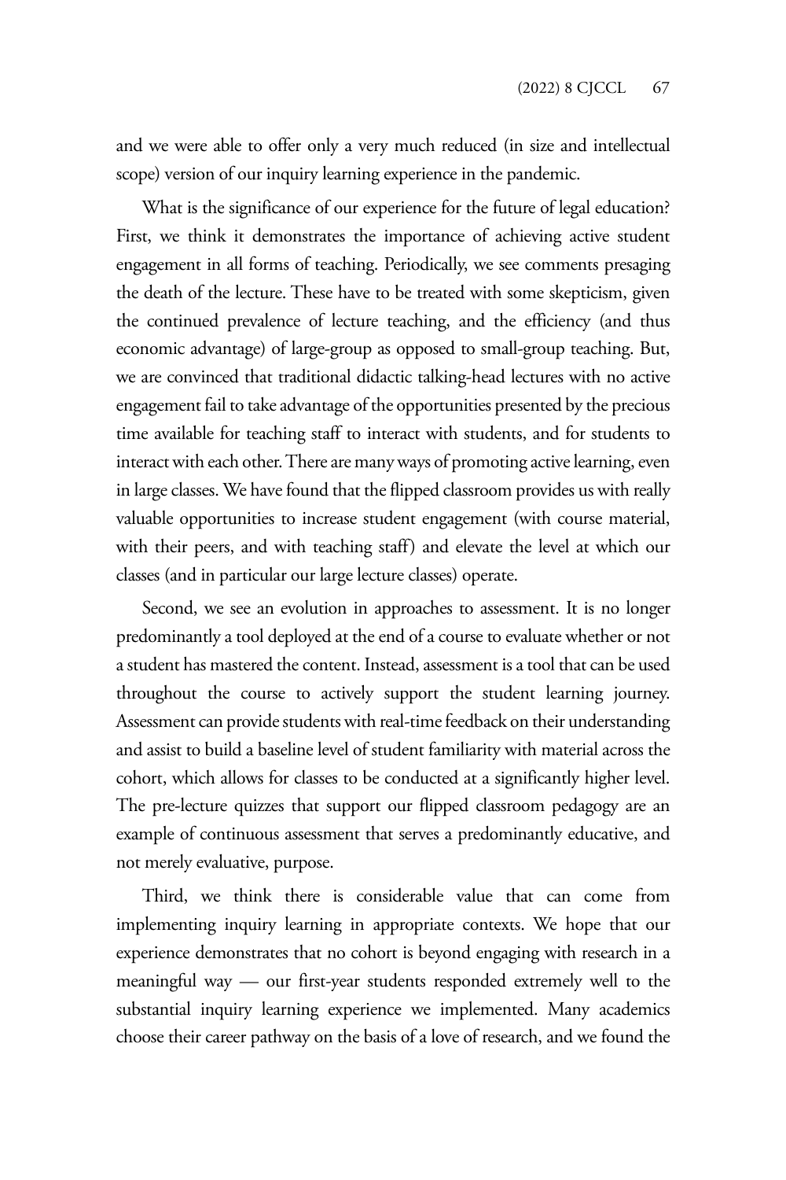and we were able to offer only a very much reduced (in size and intellectual scope) version of our inquiry learning experience in the pandemic.

What is the significance of our experience for the future of legal education? First, we think it demonstrates the importance of achieving active student engagement in all forms of teaching. Periodically, we see comments presaging the death of the lecture. These have to be treated with some skepticism, given the continued prevalence of lecture teaching, and the efficiency (and thus economic advantage) of large-group as opposed to small-group teaching. But, we are convinced that traditional didactic talking-head lectures with no active engagement fail to take advantage of the opportunities presented by the precious time available for teaching staff to interact with students, and for students to interact with each other. There are many ways of promoting active learning, even in large classes. We have found that the flipped classroom provides us with really valuable opportunities to increase student engagement (with course material, with their peers, and with teaching staff) and elevate the level at which our classes (and in particular our large lecture classes) operate.

Second, we see an evolution in approaches to assessment. It is no longer predominantly a tool deployed at the end of a course to evaluate whether or not a student has mastered the content. Instead, assessment is a tool that can be used throughout the course to actively support the student learning journey. Assessment can provide students with real-time feedback on their understanding and assist to build a baseline level of student familiarity with material across the cohort, which allows for classes to be conducted at a significantly higher level. The pre-lecture quizzes that support our flipped classroom pedagogy are an example of continuous assessment that serves a predominantly educative, and not merely evaluative, purpose.

Third, we think there is considerable value that can come from implementing inquiry learning in appropriate contexts. We hope that our experience demonstrates that no cohort is beyond engaging with research in a meaningful way — our first-year students responded extremely well to the substantial inquiry learning experience we implemented. Many academics choose their career pathway on the basis of a love of research, and we found the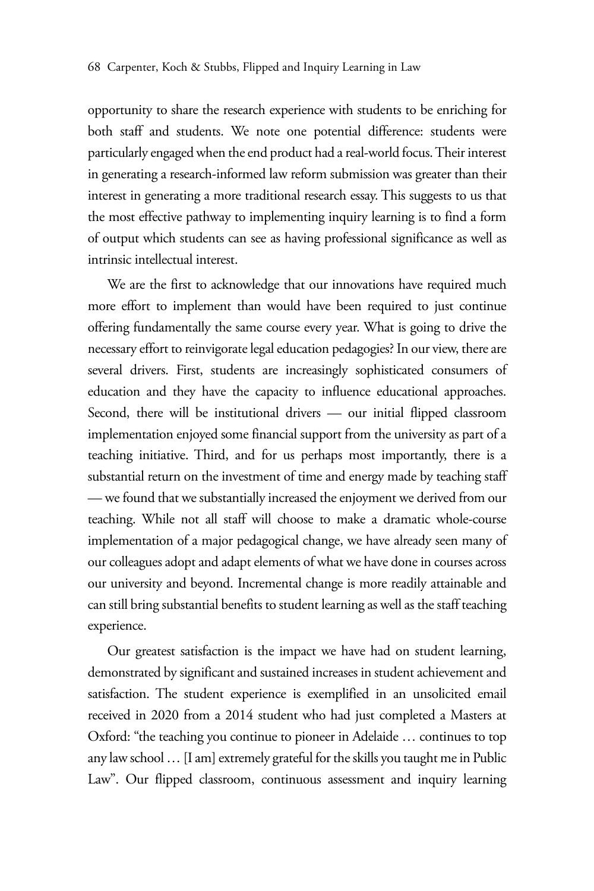opportunity to share the research experience with students to be enriching for both staff and students. We note one potential difference: students were particularly engaged when the end product had a real-world focus. Their interest in generating a research-informed law reform submission was greater than their interest in generating a more traditional research essay. This suggests to us that the most effective pathway to implementing inquiry learning is to find a form of output which students can see as having professional significance as well as intrinsic intellectual interest.

We are the first to acknowledge that our innovations have required much more effort to implement than would have been required to just continue offering fundamentally the same course every year. What is going to drive the necessary effort to reinvigorate legal education pedagogies? In our view, there are several drivers. First, students are increasingly sophisticated consumers of education and they have the capacity to influence educational approaches. Second, there will be institutional drivers — our initial flipped classroom implementation enjoyed some financial support from the university as part of a teaching initiative. Third, and for us perhaps most importantly, there is a substantial return on the investment of time and energy made by teaching staff — we found that we substantially increased the enjoyment we derived from our teaching. While not all staff will choose to make a dramatic whole-course implementation of a major pedagogical change, we have already seen many of our colleagues adopt and adapt elements of what we have done in courses across our university and beyond. Incremental change is more readily attainable and can still bring substantial benefits to student learning as well as the staff teaching experience.

Our greatest satisfaction is the impact we have had on student learning, demonstrated by significant and sustained increases in student achievement and satisfaction. The student experience is exemplified in an unsolicited email received in 2020 from a 2014 student who had just completed a Masters at Oxford: "the teaching you continue to pioneer in Adelaide … continues to top any law school … [I am] extremely grateful for the skills you taught me in Public Law". Our flipped classroom, continuous assessment and inquiry learning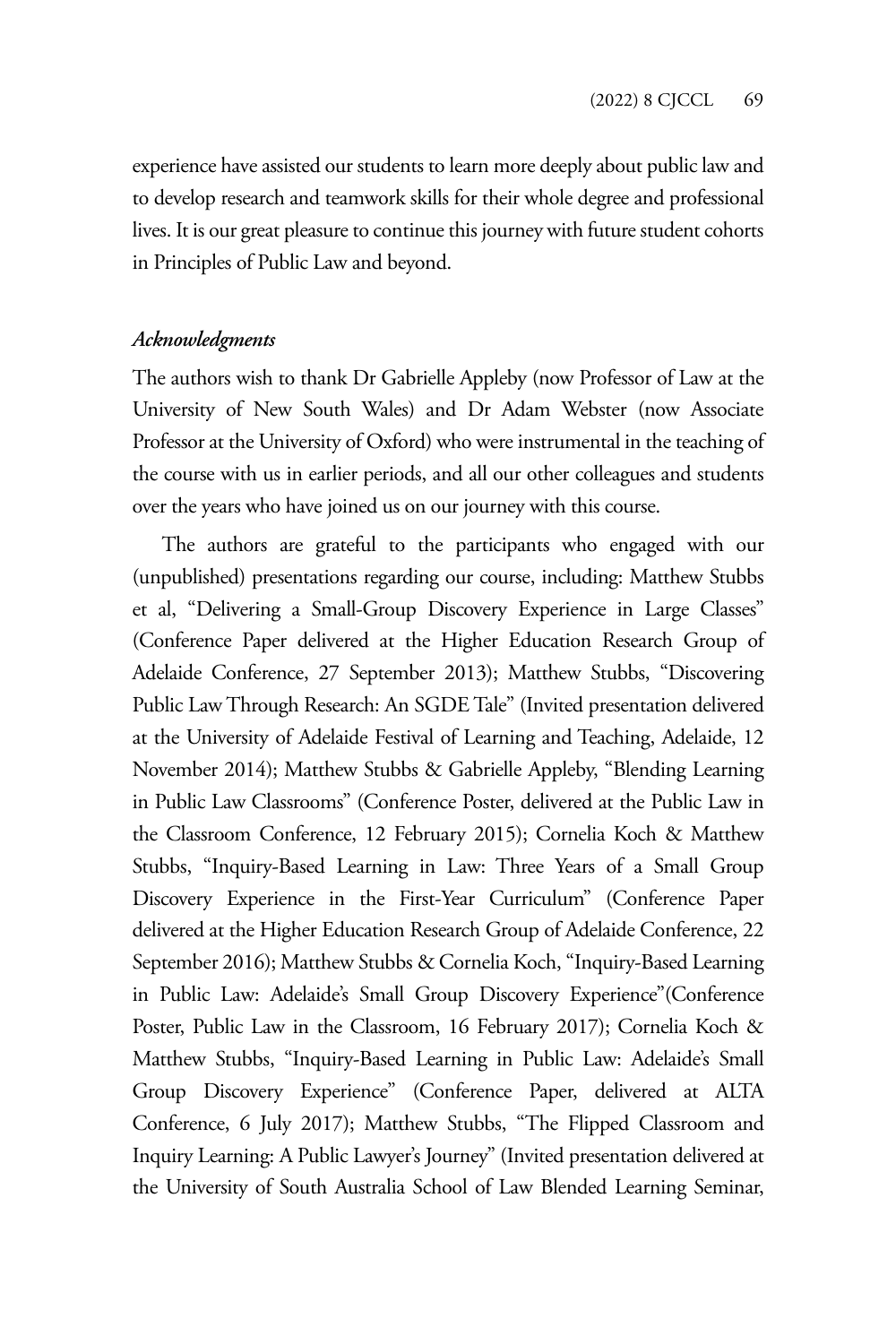experience have assisted our students to learn more deeply about public law and to develop research and teamwork skills for their whole degree and professional lives. It is our great pleasure to continue this journey with future student cohorts in Principles of Public Law and beyond.

### *Acknowledgments*

The authors wish to thank Dr Gabrielle Appleby (now Professor of Law at the University of New South Wales) and Dr Adam Webster (now Associate Professor at the University of Oxford) who were instrumental in the teaching of the course with us in earlier periods, and all our other colleagues and students over the years who have joined us on our journey with this course.

The authors are grateful to the participants who engaged with our (unpublished) presentations regarding our course, including: Matthew Stubbs et al, "Delivering a Small-Group Discovery Experience in Large Classes" (Conference Paper delivered at the Higher Education Research Group of Adelaide Conference, 27 September 2013); Matthew Stubbs, "Discovering Public Law Through Research: An SGDE Tale" (Invited presentation delivered at the University of Adelaide Festival of Learning and Teaching, Adelaide, 12 November 2014); Matthew Stubbs & Gabrielle Appleby, "Blending Learning in Public Law Classrooms" (Conference Poster, delivered at the Public Law in the Classroom Conference, 12 February 2015); Cornelia Koch & Matthew Stubbs, "Inquiry-Based Learning in Law: Three Years of a Small Group Discovery Experience in the First-Year Curriculum" (Conference Paper delivered at the Higher Education Research Group of Adelaide Conference, 22 September 2016); Matthew Stubbs & Cornelia Koch, "Inquiry-Based Learning in Public Law: Adelaide's Small Group Discovery Experience"(Conference Poster, Public Law in the Classroom, 16 February 2017); Cornelia Koch & Matthew Stubbs, "Inquiry-Based Learning in Public Law: Adelaide's Small Group Discovery Experience" (Conference Paper, delivered at ALTA Conference, 6 July 2017); Matthew Stubbs, "The Flipped Classroom and Inquiry Learning: A Public Lawyer's Journey" (Invited presentation delivered at the University of South Australia School of Law Blended Learning Seminar,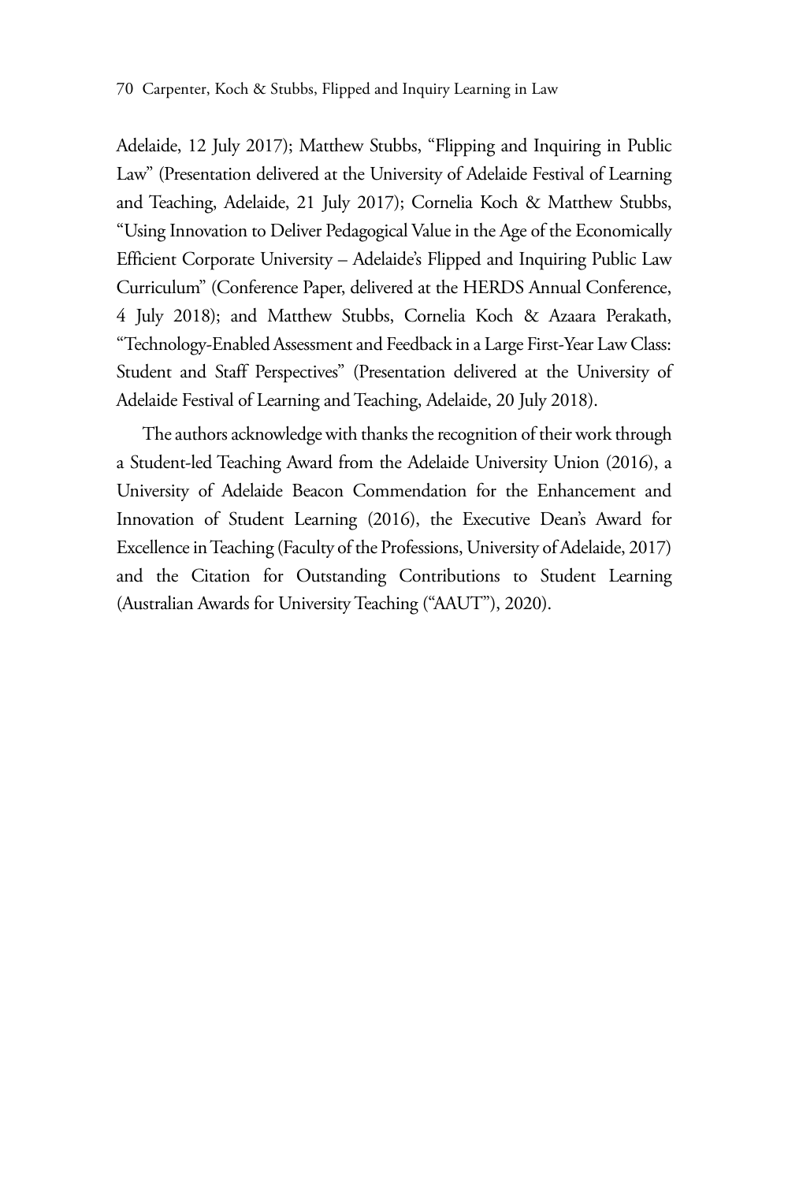Adelaide, 12 July 2017); Matthew Stubbs, "Flipping and Inquiring in Public Law" (Presentation delivered at the University of Adelaide Festival of Learning and Teaching, Adelaide, 21 July 2017); Cornelia Koch & Matthew Stubbs, "Using Innovation to Deliver Pedagogical Value in the Age of the Economically Efficient Corporate University – Adelaide's Flipped and Inquiring Public Law Curriculum" (Conference Paper, delivered at the HERDS Annual Conference, 4 July 2018); and Matthew Stubbs, Cornelia Koch & Azaara Perakath, "Technology-Enabled Assessment and Feedback in a Large First-Year Law Class: Student and Staff Perspectives" (Presentation delivered at the University of Adelaide Festival of Learning and Teaching, Adelaide, 20 July 2018).

The authors acknowledge with thanks the recognition of their work through a Student-led Teaching Award from the Adelaide University Union (2016), a University of Adelaide Beacon Commendation for the Enhancement and Innovation of Student Learning (2016), the Executive Dean's Award for Excellence in Teaching (Faculty of the Professions, University of Adelaide, 2017) and the Citation for Outstanding Contributions to Student Learning (Australian Awards for University Teaching ("AAUT"), 2020).